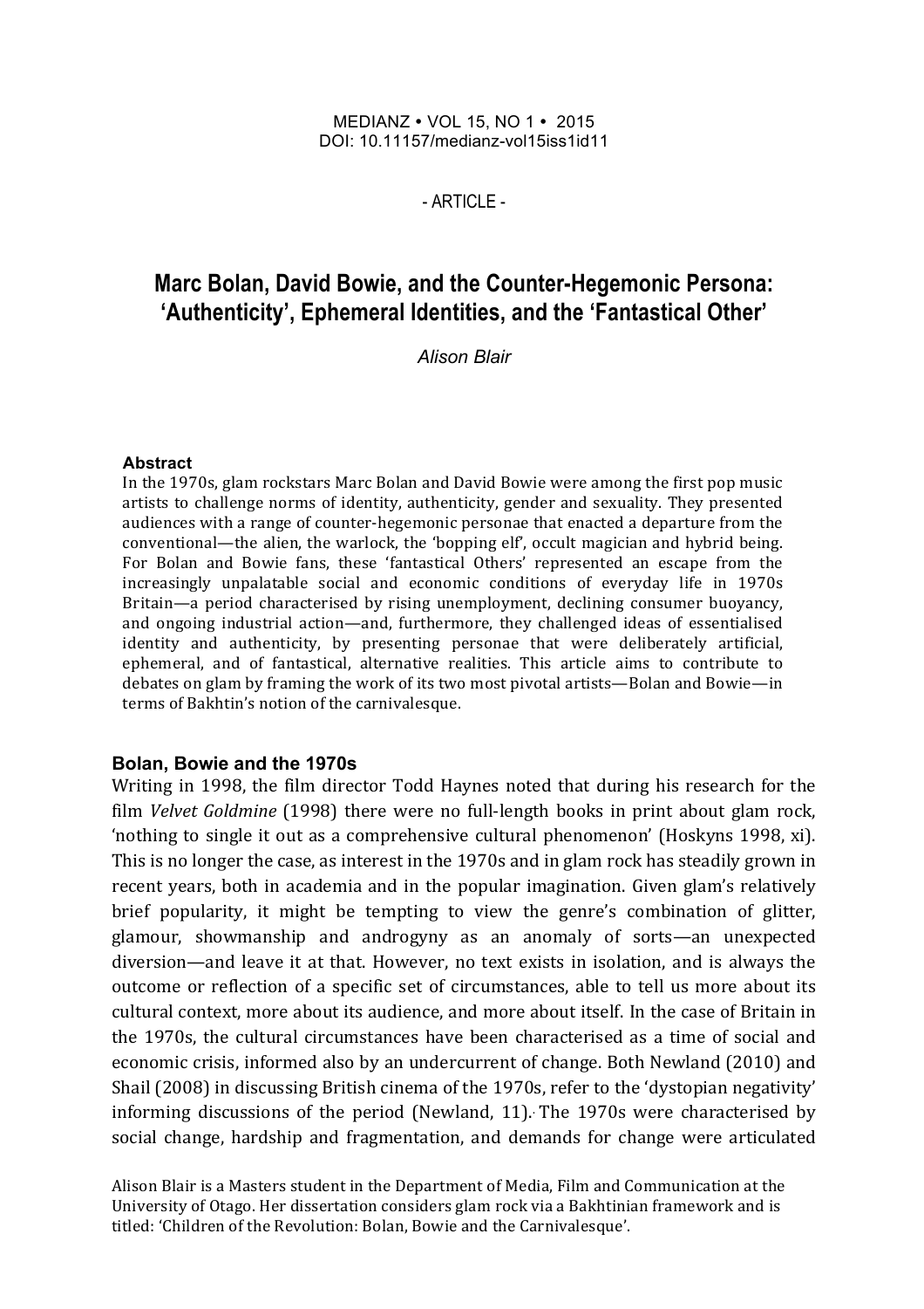MEDIANZ • VOL 15, NO 1 • 2015
DOI: 10.11157/medianz-vol15iss1id11

\- ARTICLE -

# Marc Bolan, David Bowie, and the Counter-Hegemonic Persona: 'Authenticity', Ephemeral Identities, and the 'Fantastical Other'

*Alison Blair*

### Abstract

In the 1970s, glam rockstars Marc Bolan and David Bowie were among the first pop music artists to challenge norms of identity, authenticity, gender and sexuality. They presented audiences with a range of counter-hegemonic personae that enacted a departure from the conventional—the alien, the warlock, the 'bopping elf', occult magician and hybrid being. For Bolan and Bowie fans, these 'fantastical Others' represented an escape from the increasingly unpalatable social and economic conditions of everyday life in 1970s Britain—a period characterised by rising unemployment, declining consumer buoyancy, and ongoing industrial action—and, furthermore, they challenged ideas of essentialised identity and authenticity, by presenting personae that were deliberately artificial, ephemeral, and of fantastical, alternative realities. This article aims to contribute to debates on glam by framing the work of its two most pivotal artists—Bolan and Bowie—in terms of Bakhtin's notion of the carnivalesque.

## Bolan, Bowie and the 1970s

Writing in 1998, the film director Todd Haynes noted that during his research for the film *Velvet Goldmine* (1998) there were no full-length books in print about glam rock, 'nothing to single it out as a comprehensive cultural phenomenon' (Hoskyns 1998, xi). This is no longer the case, as interest in the 1970s and in glam rock has steadily grown in recent years, both in academia and in the popular imagination. Given glam's relatively brief popularity, it might be tempting to view the genre's combination of glitter, glamour, showmanship and androgyny as an anomaly of sorts—an unexpected diversion—and leave it at that. However, no text exists in isolation, and is always the outcome or reflection of a specific set of circumstances, able to tell us more about its cultural context, more about its audience, and more about itself. In the case of Britain in the 1970s, the cultural circumstances have been characterised as a time of social and economic crisis, informed also by an undercurrent of change. Both Newland (2010) and Shail (2008) in discussing British cinema of the 1970s, refer to the 'dystopian negativity' informing discussions of the period (Newland, 11). The 1970s were characterised by social change, hardship and fragmentation, and demands for change were articulated

Alison Blair is a Masters student in the Department of Media, Film and Communication at the University of Otago. Her dissertation considers glam rock via a Bakhtinian framework and is titled: 'Children of the Revolution: Bolan, Bowie and the Carnivalesque'.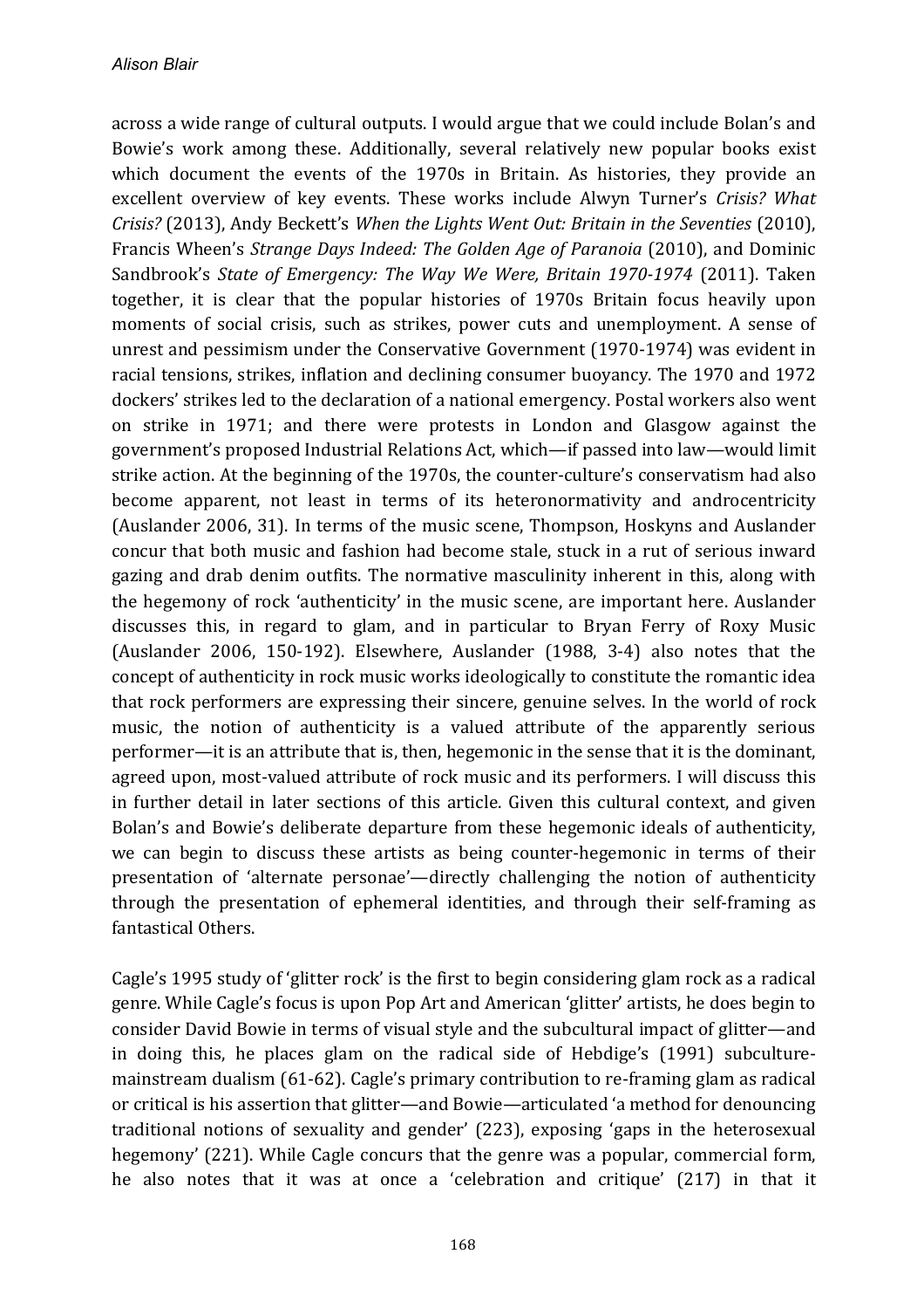across a wide range of cultural outputs. I would argue that we could include Bolan's and Bowie's work among these. Additionally, several relatively new popular books exist which document the events of the 1970s in Britain. As histories, they provide an excellent overview of key events. These works include Alwyn Turner's *Crisis? What Crisis?* (2013), Andy Beckett's *When the Lights Went Out: Britain in the Seventies* (2010), Francis Wheen's *Strange Days Indeed: The Golden Age of Paranoia* (2010), and Dominic Sandbrook's *State of Emergency: The Way We Were, Britain 1970-1974* (2011). Taken together, it is clear that the popular histories of 1970s Britain focus heavily upon moments of social crisis, such as strikes, power cuts and unemployment. A sense of unrest and pessimism under the Conservative Government (1970-1974) was evident in racial tensions, strikes, inflation and declining consumer buoyancy. The 1970 and 1972 dockers' strikes led to the declaration of a national emergency. Postal workers also went on strike in 1971; and there were protests in London and Glasgow against the government's proposed Industrial Relations Act, which—if passed into law—would limit strike action. At the beginning of the 1970s, the counter-culture's conservatism had also become apparent, not least in terms of its heteronormativity and androcentricity (Auslander 2006, 31). In terms of the music scene, Thompson, Hoskyns and Auslander concur that both music and fashion had become stale, stuck in a rut of serious inward gazing and drab denim outfits. The normative masculinity inherent in this, along with the hegemony of rock 'authenticity' in the music scene, are important here. Auslander discusses this, in regard to glam, and in particular to Bryan Ferry of Roxy Music (Auslander 2006, 150-192). Elsewhere, Auslander (1988, 3-4) also notes that the concept of authenticity in rock music works ideologically to constitute the romantic idea that rock performers are expressing their sincere, genuine selves. In the world of rock music, the notion of authenticity is a valued attribute of the apparently serious performer—it is an attribute that is, then, hegemonic in the sense that it is the dominant, agreed upon, most-valued attribute of rock music and its performers. I will discuss this in further detail in later sections of this article. Given this cultural context, and given Bolan's and Bowie's deliberate departure from these hegemonic ideals of authenticity, we can begin to discuss these artists as being counter-hegemonic in terms of their presentation of 'alternate personae'—directly challenging the notion of authenticity through the presentation of ephemeral identities, and through their self-framing as fantastical Others.

Cagle's 1995 study of 'glitter rock' is the first to begin considering glam rock as a radical genre. While Cagle's focus is upon Pop Art and American 'glitter' artists, he does begin to consider David Bowie in terms of visual style and the subcultural impact of glitter—and in doing this, he places glam on the radical side of Hebdige's (1991) subculture-mainstream dualism (61-62). Cagle's primary contribution to re-framing glam as radical or critical is his assertion that glitter—and Bowie—articulated 'a method for denouncing traditional notions of sexuality and gender' (223), exposing 'gaps in the heterosexual hegemony' (221). While Cagle concurs that the genre was a popular, commercial form, he also notes that it was at once a 'celebration and critique' (217) in that it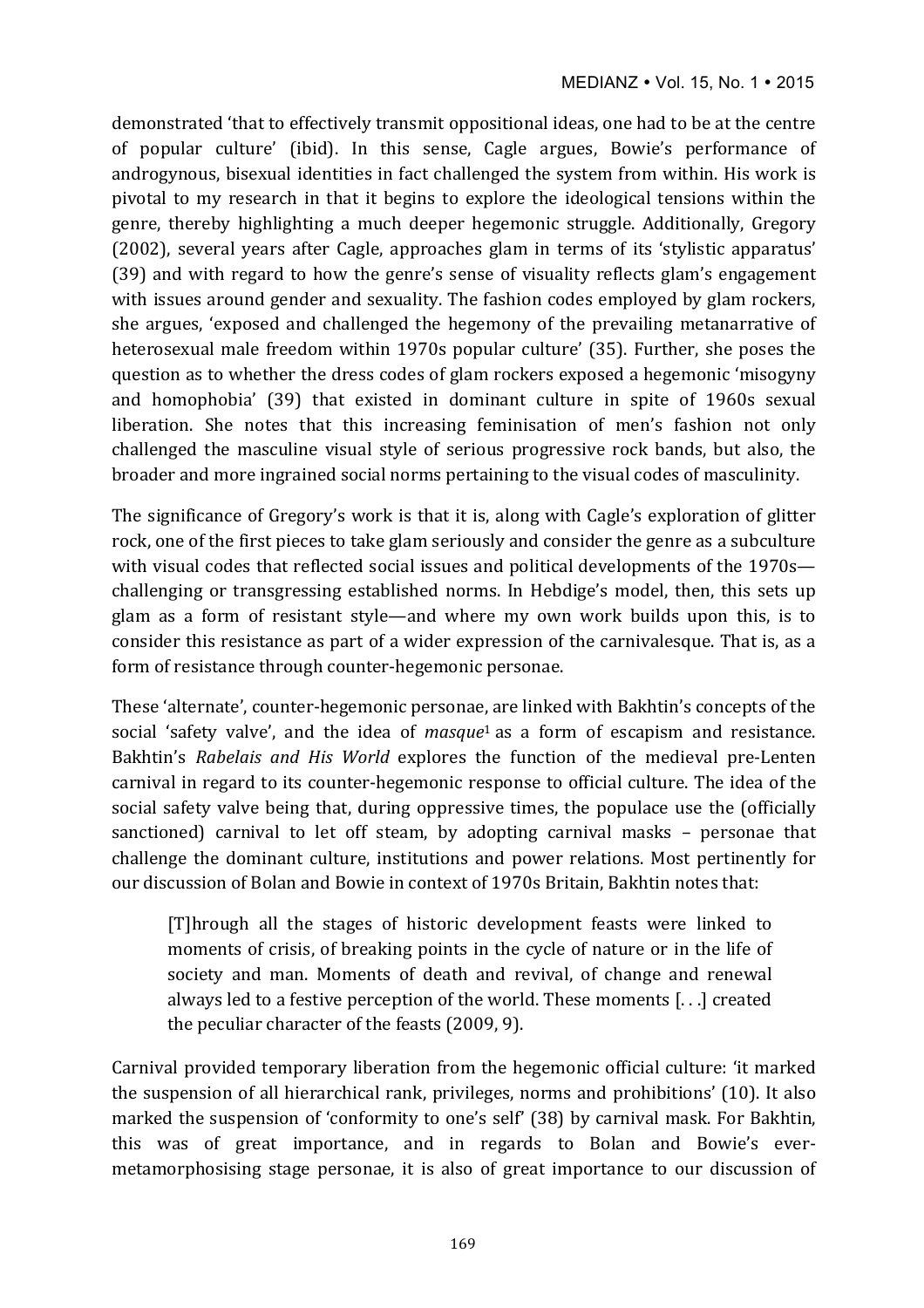demonstrated 'that to effectively transmit oppositional ideas, one had to be at the centre of popular culture' (ibid). In this sense, Cagle argues, Bowie's performance of androgynous, bisexual identities in fact challenged the system from within. His work is pivotal to my research in that it begins to explore the ideological tensions within the genre, thereby highlighting a much deeper hegemonic struggle. Additionally, Gregory (2002), several years after Cagle, approaches glam in terms of its 'stylistic apparatus' (39) and with regard to how the genre's sense of visuality reflects glam's engagement with issues around gender and sexuality. The fashion codes employed by glam rockers, she argues, 'exposed and challenged the hegemony of the prevailing metanarrative of heterosexual male freedom within 1970s popular culture' (35). Further, she poses the question as to whether the dress codes of glam rockers exposed a hegemonic 'misogyny and homophobia' (39) that existed in dominant culture in spite of 1960s sexual liberation. She notes that this increasing feminisation of men's fashion not only challenged the masculine visual style of serious progressive rock bands, but also, the broader and more ingrained social norms pertaining to the visual codes of masculinity.

The significance of Gregory's work is that it is, along with Cagle's exploration of glitter rock, one of the first pieces to take glam seriously and consider the genre as a subculture with visual codes that reflected social issues and political developments of the 1970s—challenging or transgressing established norms. In Hebdige's model, then, this sets up glam as a form of resistant style—and where my own work builds upon this, is to consider this resistance as part of a wider expression of the carnivalesque. That is, as a form of resistance through counter-hegemonic personae.

These 'alternate', counter-hegemonic personae, are linked with Bakhtin's concepts of the social 'safety valve', and the idea of *masque*[1] as a form of escapism and resistance. Bakhtin's *Rabelais and His World* explores the function of the medieval pre-Lenten carnival in regard to its counter-hegemonic response to official culture. The idea of the social safety valve being that, during oppressive times, the populace use the (officially sanctioned) carnival to let off steam, by adopting carnival masks – personae that challenge the dominant culture, institutions and power relations. Most pertinently for our discussion of Bolan and Bowie in context of 1970s Britain, Bakhtin notes that:

> [T]hrough all the stages of historic development feasts were linked to moments of crisis, of breaking points in the cycle of nature or in the life of society and man. Moments of death and revival, of change and renewal always led to a festive perception of the world. These moments [. . .] created the peculiar character of the feasts (2009, 9).

Carnival provided temporary liberation from the hegemonic official culture: 'it marked the suspension of all hierarchical rank, privileges, norms and prohibitions' (10). It also marked the suspension of 'conformity to one's self' (38) by carnival mask. For Bakhtin, this was of great importance, and in regards to Bolan and Bowie's ever-metamorphosising stage personae, it is also of great importance to our discussion of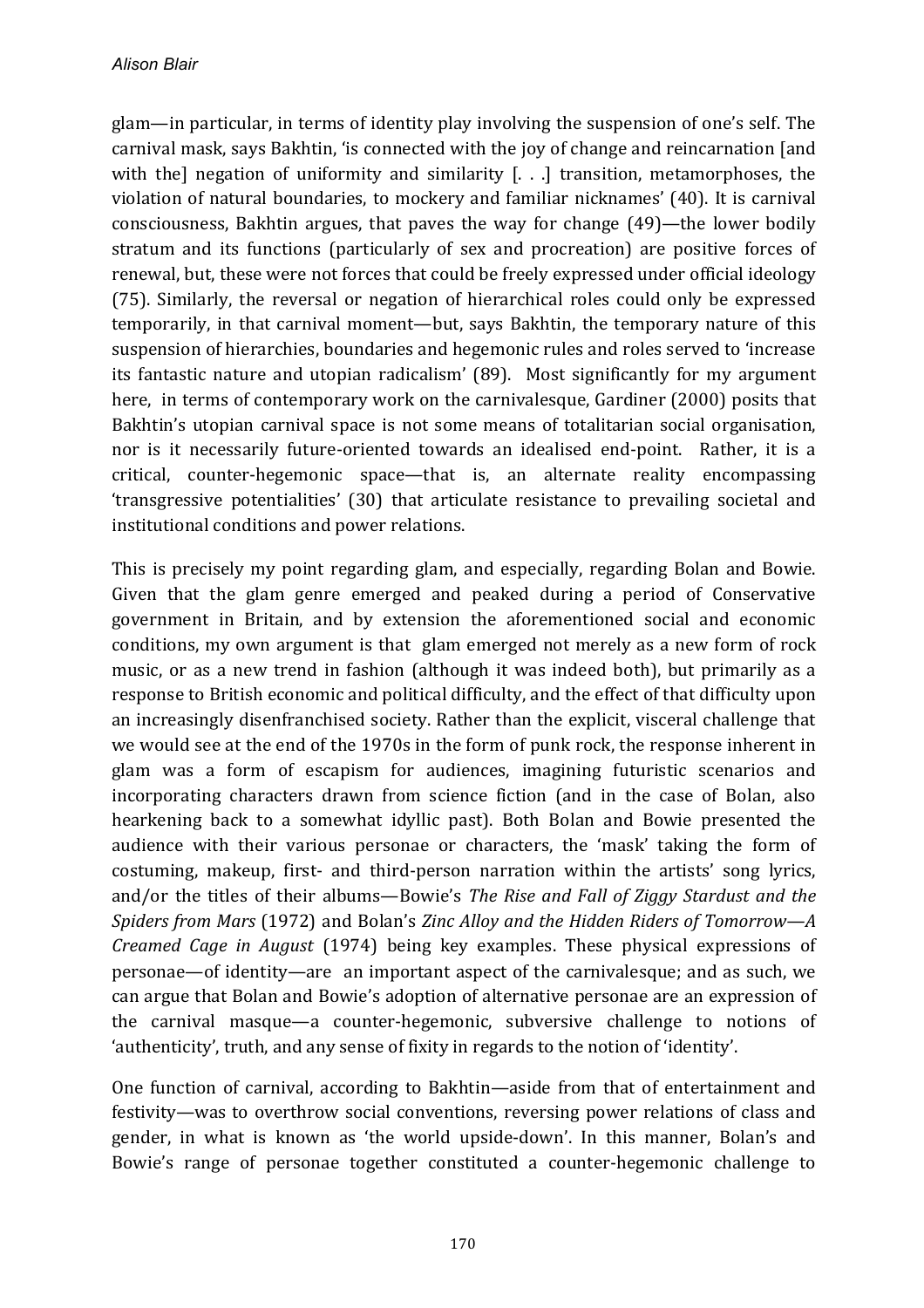glam—in particular, in terms of identity play involving the suspension of one's self. The carnival mask, says Bakhtin, 'is connected with the joy of change and reincarnation [and with the] negation of uniformity and similarity [. . .] transition, metamorphoses, the violation of natural boundaries, to mockery and familiar nicknames' (40). It is carnival consciousness, Bakhtin argues, that paves the way for change (49)—the lower bodily stratum and its functions (particularly of sex and procreation) are positive forces of renewal, but, these were not forces that could be freely expressed under official ideology (75). Similarly, the reversal or negation of hierarchical roles could only be expressed temporarily, in that carnival moment—but, says Bakhtin, the temporary nature of this suspension of hierarchies, boundaries and hegemonic rules and roles served to 'increase its fantastic nature and utopian radicalism' (89). Most significantly for my argument here, in terms of contemporary work on the carnivalesque, Gardiner (2000) posits that Bakhtin's utopian carnival space is not some means of totalitarian social organisation, nor is it necessarily future-oriented towards an idealised end-point. Rather, it is a critical, counter-hegemonic space—that is, an alternate reality encompassing 'transgressive potentialities' (30) that articulate resistance to prevailing societal and institutional conditions and power relations.

This is precisely my point regarding glam, and especially, regarding Bolan and Bowie. Given that the glam genre emerged and peaked during a period of Conservative government in Britain, and by extension the aforementioned social and economic conditions, my own argument is that glam emerged not merely as a new form of rock music, or as a new trend in fashion (although it was indeed both), but primarily as a response to British economic and political difficulty, and the effect of that difficulty upon an increasingly disenfranchised society. Rather than the explicit, visceral challenge that we would see at the end of the 1970s in the form of punk rock, the response inherent in glam was a form of escapism for audiences, imagining futuristic scenarios and incorporating characters drawn from science fiction (and in the case of Bolan, also hearkening back to a somewhat idyllic past). Both Bolan and Bowie presented the audience with their various personae or characters, the 'mask' taking the form of costuming, makeup, first- and third-person narration within the artists' song lyrics, and/or the titles of their albums—Bowie's *The Rise and Fall of Ziggy Stardust and the Spiders from Mars* (1972) and Bolan's *Zinc Alloy and the Hidden Riders of Tomorrow—A Creamed Cage in August* (1974) being key examples. These physical expressions of personae—of identity—are an important aspect of the carnivalesque; and as such, we can argue that Bolan and Bowie's adoption of alternative personae are an expression of the carnival masque—a counter-hegemonic, subversive challenge to notions of 'authenticity', truth, and any sense of fixity in regards to the notion of 'identity'.

One function of carnival, according to Bakhtin—aside from that of entertainment and festivity—was to overthrow social conventions, reversing power relations of class and gender, in what is known as 'the world upside-down'. In this manner, Bolan's and Bowie's range of personae together constituted a counter-hegemonic challenge to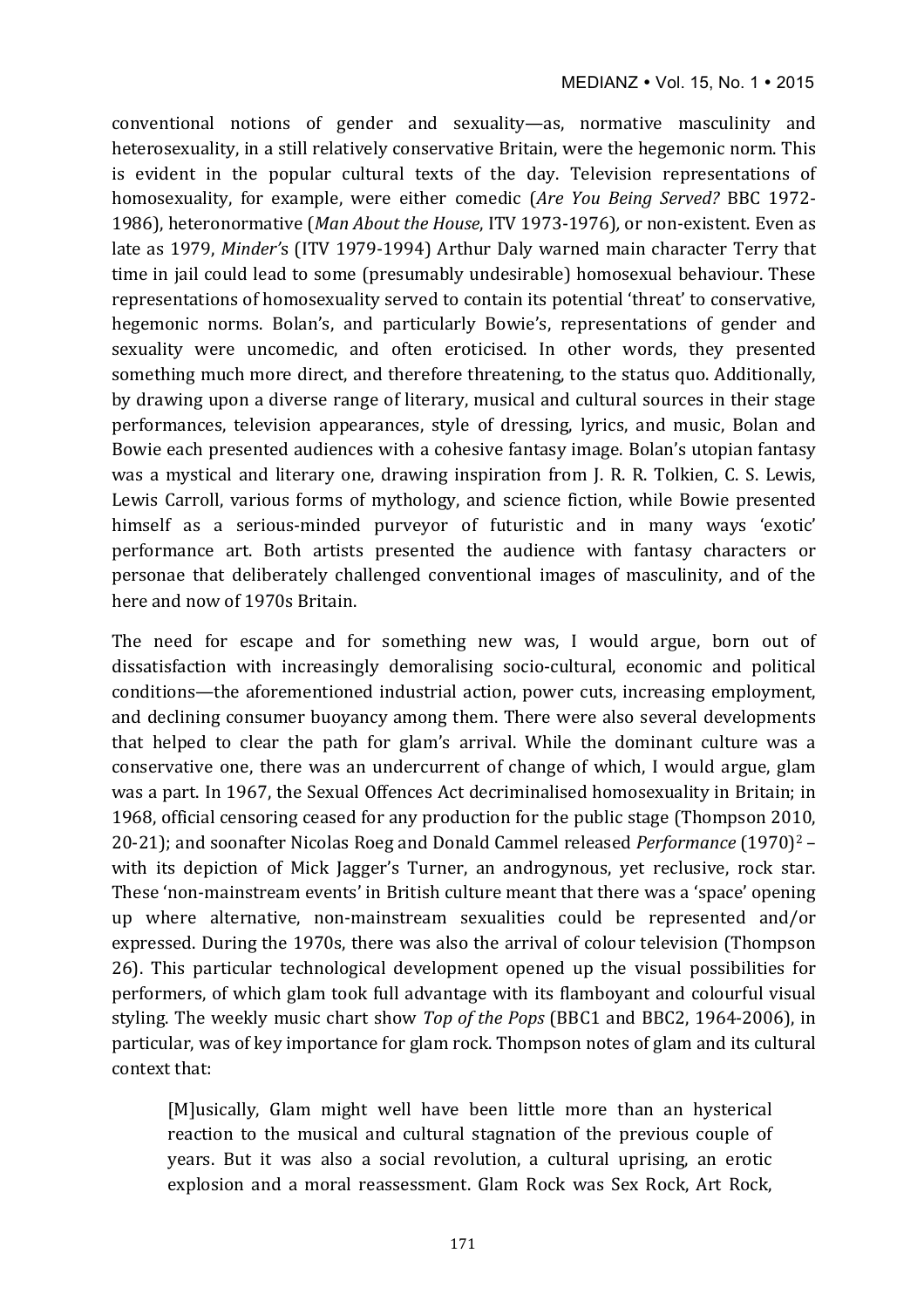conventional notions of gender and sexuality—as, normative masculinity and heterosexuality, in a still relatively conservative Britain, were the hegemonic norm. This is evident in the popular cultural texts of the day. Television representations of homosexuality, for example, were either comedic (*Are You Being Served?* BBC 1972-1986), heteronormative (*Man About the House*, ITV 1973-1976), or non-existent. Even as late as 1979, *Minder's* (ITV 1979-1994) Arthur Daly warned main character Terry that time in jail could lead to some (presumably undesirable) homosexual behaviour. These representations of homosexuality served to contain its potential 'threat' to conservative, hegemonic norms. Bolan's, and particularly Bowie's, representations of gender and sexuality were uncomedic, and often eroticised. In other words, they presented something much more direct, and therefore threatening, to the status quo. Additionally, by drawing upon a diverse range of literary, musical and cultural sources in their stage performances, television appearances, style of dressing, lyrics, and music, Bolan and Bowie each presented audiences with a cohesive fantasy image. Bolan's utopian fantasy was a mystical and literary one, drawing inspiration from J. R. R. Tolkien, C. S. Lewis, Lewis Carroll, various forms of mythology, and science fiction, while Bowie presented himself as a serious-minded purveyor of futuristic and in many ways 'exotic' performance art. Both artists presented the audience with fantasy characters or personae that deliberately challenged conventional images of masculinity, and of the here and now of 1970s Britain.

The need for escape and for something new was, I would argue, born out of dissatisfaction with increasingly demoralising socio-cultural, economic and political conditions—the aforementioned industrial action, power cuts, increasing employment, and declining consumer buoyancy among them. There were also several developments that helped to clear the path for glam's arrival. While the dominant culture was a conservative one, there was an undercurrent of change of which, I would argue, glam was a part. In 1967, the Sexual Offences Act decriminalised homosexuality in Britain; in 1968, official censoring ceased for any production for the public stage (Thompson 2010, 20-21); and soonafter Nicolas Roeg and Donald Cammel released *Performance* (1970)[2] – with its depiction of Mick Jagger's Turner, an androgynous, yet reclusive, rock star. These 'non-mainstream events' in British culture meant that there was a 'space' opening up where alternative, non-mainstream sexualities could be represented and/or expressed. During the 1970s, there was also the arrival of colour television (Thompson 26). This particular technological development opened up the visual possibilities for performers, of which glam took full advantage with its flamboyant and colourful visual styling. The weekly music chart show *Top of the Pops* (BBC1 and BBC2, 1964-2006), in particular, was of key importance for glam rock. Thompson notes of glam and its cultural context that:

> [M]usically, Glam might well have been little more than an hysterical reaction to the musical and cultural stagnation of the previous couple of years. But it was also a social revolution, a cultural uprising, an erotic explosion and a moral reassessment. Glam Rock was Sex Rock, Art Rock,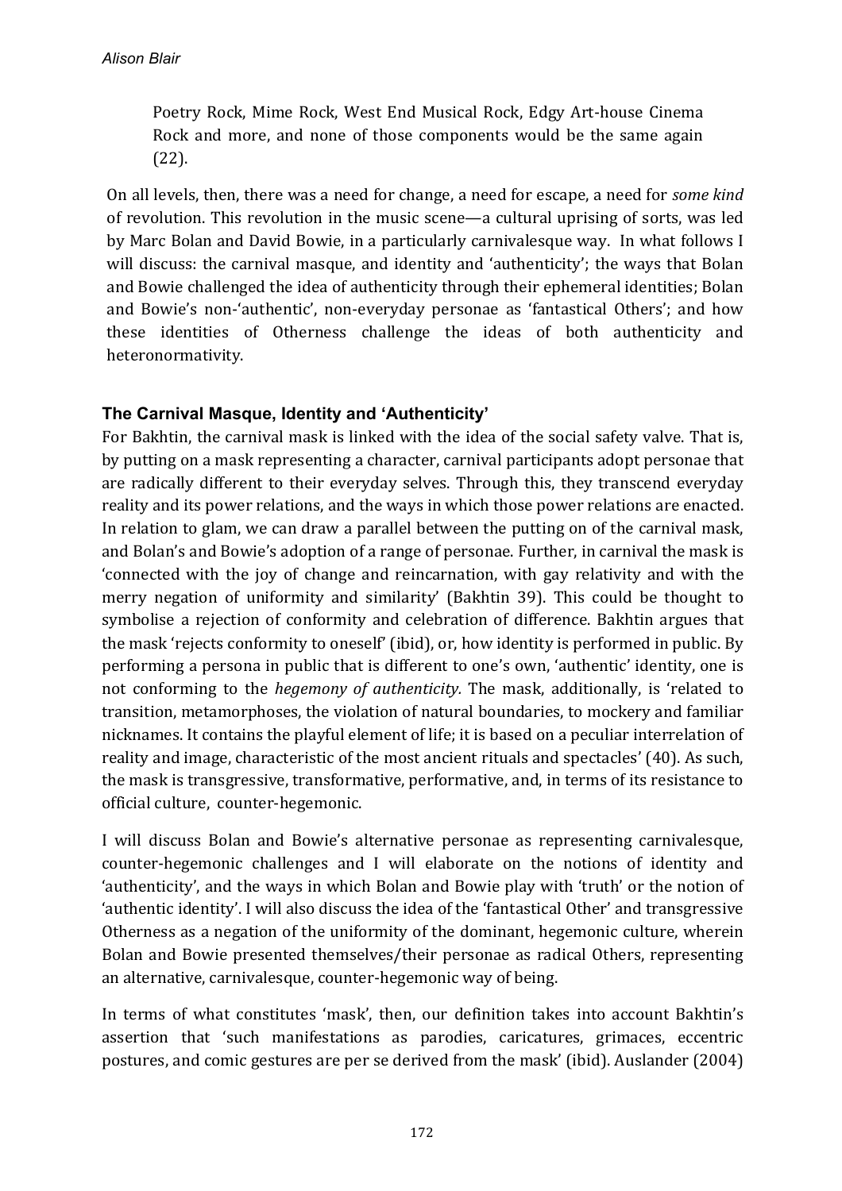Poetry Rock, Mime Rock, West End Musical Rock, Edgy Art-house Cinema Rock and more, and none of those components would be the same again (22).

On all levels, then, there was a need for change, a need for escape, a need for *some kind* of revolution. This revolution in the music scene—a cultural uprising of sorts, was led by Marc Bolan and David Bowie, in a particularly carnivalesque way. In what follows I will discuss: the carnival masque, and identity and 'authenticity'; the ways that Bolan and Bowie challenged the idea of authenticity through their ephemeral identities; Bolan and Bowie's non-'authentic', non-everyday personae as 'fantastical Others'; and how these identities of Otherness challenge the ideas of both authenticity and heteronormativity.

### The Carnival Masque, Identity and 'Authenticity'

For Bakhtin, the carnival mask is linked with the idea of the social safety valve. That is, by putting on a mask representing a character, carnival participants adopt personae that are radically different to their everyday selves. Through this, they transcend everyday reality and its power relations, and the ways in which those power relations are enacted. In relation to glam, we can draw a parallel between the putting on of the carnival mask, and Bolan's and Bowie's adoption of a range of personae. Further, in carnival the mask is 'connected with the joy of change and reincarnation, with gay relativity and with the merry negation of uniformity and similarity' (Bakhtin 39). This could be thought to symbolise a rejection of conformity and celebration of difference. Bakhtin argues that the mask 'rejects conformity to oneself' (ibid), or, how identity is performed in public. By performing a persona in public that is different to one's own, 'authentic' identity, one is not conforming to the *hegemony of authenticity.* The mask, additionally, is 'related to transition, metamorphoses, the violation of natural boundaries, to mockery and familiar nicknames. It contains the playful element of life; it is based on a peculiar interrelation of reality and image, characteristic of the most ancient rituals and spectacles' (40). As such, the mask is transgressive, transformative, performative, and, in terms of its resistance to official culture, counter-hegemonic.

I will discuss Bolan and Bowie's alternative personae as representing carnivalesque, counter-hegemonic challenges and I will elaborate on the notions of identity and 'authenticity', and the ways in which Bolan and Bowie play with 'truth' or the notion of 'authentic identity'. I will also discuss the idea of the 'fantastical Other' and transgressive Otherness as a negation of the uniformity of the dominant, hegemonic culture, wherein Bolan and Bowie presented themselves/their personae as radical Others, representing an alternative, carnivalesque, counter-hegemonic way of being.

In terms of what constitutes 'mask', then, our definition takes into account Bakhtin's assertion that 'such manifestations as parodies, caricatures, grimaces, eccentric postures, and comic gestures are per se derived from the mask' (ibid). Auslander (2004)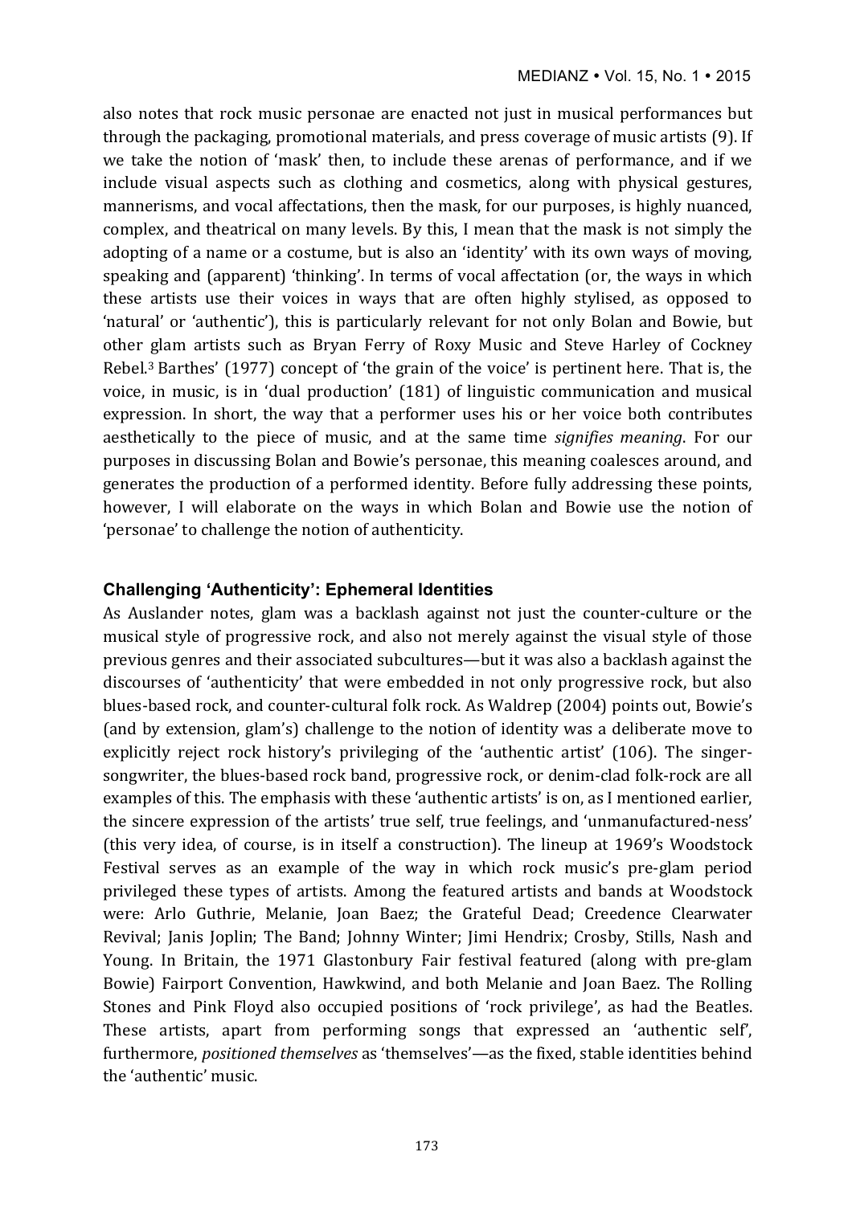also notes that rock music personae are enacted not just in musical performances but through the packaging, promotional materials, and press coverage of music artists (9). If we take the notion of 'mask' then, to include these arenas of performance, and if we include visual aspects such as clothing and cosmetics, along with physical gestures, mannerisms, and vocal affectations, then the mask, for our purposes, is highly nuanced, complex, and theatrical on many levels. By this, I mean that the mask is not simply the adopting of a name or a costume, but is also an 'identity' with its own ways of moving, speaking and (apparent) 'thinking'. In terms of vocal affectation (or, the ways in which these artists use their voices in ways that are often highly stylised, as opposed to 'natural' or 'authentic'), this is particularly relevant for not only Bolan and Bowie, but other glam artists such as Bryan Ferry of Roxy Music and Steve Harley of Cockney Rebel.[3] Barthes' (1977) concept of 'the grain of the voice' is pertinent here. That is, the voice, in music, is in 'dual production' (181) of linguistic communication and musical expression. In short, the way that a performer uses his or her voice both contributes aesthetically to the piece of music, and at the same time *signifies meaning*. For our purposes in discussing Bolan and Bowie's personae, this meaning coalesces around, and generates the production of a performed identity. Before fully addressing these points, however, I will elaborate on the ways in which Bolan and Bowie use the notion of 'personae' to challenge the notion of authenticity.

## Challenging 'Authenticity': Ephemeral Identities

As Auslander notes, glam was a backlash against not just the counter-culture or the musical style of progressive rock, and also not merely against the visual style of those previous genres and their associated subcultures—but it was also a backlash against the discourses of 'authenticity' that were embedded in not only progressive rock, but also blues-based rock, and counter-cultural folk rock. As Waldrep (2004) points out, Bowie's (and by extension, glam's) challenge to the notion of identity was a deliberate move to explicitly reject rock history's privileging of the 'authentic artist' (106). The singer-songwriter, the blues-based rock band, progressive rock, or denim-clad folk-rock are all examples of this. The emphasis with these 'authentic artists' is on, as I mentioned earlier, the sincere expression of the artists' true self, true feelings, and 'unmanufactured-ness' (this very idea, of course, is in itself a construction). The lineup at 1969's Woodstock Festival serves as an example of the way in which rock music's pre-glam period privileged these types of artists. Among the featured artists and bands at Woodstock were: Arlo Guthrie, Melanie, Joan Baez; the Grateful Dead; Creedence Clearwater Revival; Janis Joplin; The Band; Johnny Winter; Jimi Hendrix; Crosby, Stills, Nash and Young. In Britain, the 1971 Glastonbury Fair festival featured (along with pre-glam Bowie) Fairport Convention, Hawkwind, and both Melanie and Joan Baez. The Rolling Stones and Pink Floyd also occupied positions of 'rock privilege', as had the Beatles. These artists, apart from performing songs that expressed an 'authentic self', furthermore, *positioned themselves* as 'themselves'—as the fixed, stable identities behind the 'authentic' music.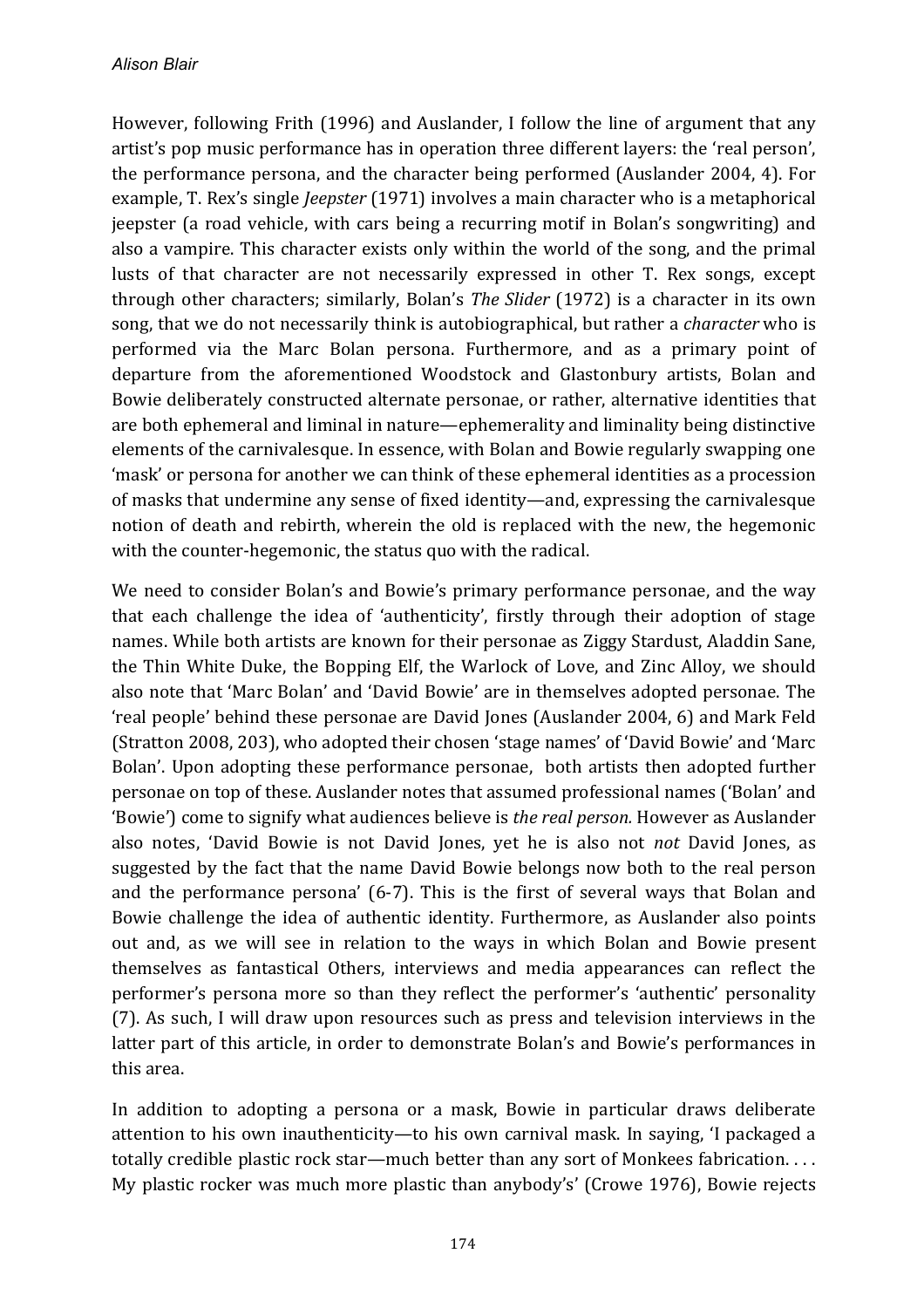However, following Frith (1996) and Auslander, I follow the line of argument that any artist's pop music performance has in operation three different layers: the 'real person', the performance persona, and the character being performed (Auslander 2004, 4). For example, T. Rex's single *Jeepster* (1971) involves a main character who is a metaphorical jeepster (a road vehicle, with cars being a recurring motif in Bolan's songwriting) and also a vampire. This character exists only within the world of the song, and the primal lusts of that character are not necessarily expressed in other T. Rex songs, except through other characters; similarly, Bolan's *The Slider* (1972) is a character in its own song, that we do not necessarily think is autobiographical, but rather a *character* who is performed via the Marc Bolan persona. Furthermore, and as a primary point of departure from the aforementioned Woodstock and Glastonbury artists, Bolan and Bowie deliberately constructed alternate personae, or rather, alternative identities that are both ephemeral and liminal in nature—ephemerality and liminality being distinctive elements of the carnivalesque. In essence, with Bolan and Bowie regularly swapping one 'mask' or persona for another we can think of these ephemeral identities as a procession of masks that undermine any sense of fixed identity—and, expressing the carnivalesque notion of death and rebirth, wherein the old is replaced with the new, the hegemonic with the counter-hegemonic, the status quo with the radical.

We need to consider Bolan's and Bowie's primary performance personae, and the way that each challenge the idea of 'authenticity', firstly through their adoption of stage names. While both artists are known for their personae as Ziggy Stardust, Aladdin Sane, the Thin White Duke, the Bopping Elf, the Warlock of Love, and Zinc Alloy, we should also note that 'Marc Bolan' and 'David Bowie' are in themselves adopted personae. The 'real people' behind these personae are David Jones (Auslander 2004, 6) and Mark Feld (Stratton 2008, 203), who adopted their chosen 'stage names' of 'David Bowie' and 'Marc Bolan'. Upon adopting these performance personae, both artists then adopted further personae on top of these. Auslander notes that assumed professional names ('Bolan' and 'Bowie') come to signify what audiences believe is *the real person.* However as Auslander also notes, 'David Bowie is not David Jones, yet he is also not *not* David Jones, as suggested by the fact that the name David Bowie belongs now both to the real person and the performance persona' (6-7). This is the first of several ways that Bolan and Bowie challenge the idea of authentic identity. Furthermore, as Auslander also points out and, as we will see in relation to the ways in which Bolan and Bowie present themselves as fantastical Others, interviews and media appearances can reflect the performer's persona more so than they reflect the performer's 'authentic' personality (7). As such, I will draw upon resources such as press and television interviews in the latter part of this article, in order to demonstrate Bolan's and Bowie's performances in this area.

In addition to adopting a persona or a mask, Bowie in particular draws deliberate attention to his own inauthenticity—to his own carnival mask. In saying, 'I packaged a totally credible plastic rock star—much better than any sort of Monkees fabrication. . . . My plastic rocker was much more plastic than anybody's' (Crowe 1976), Bowie rejects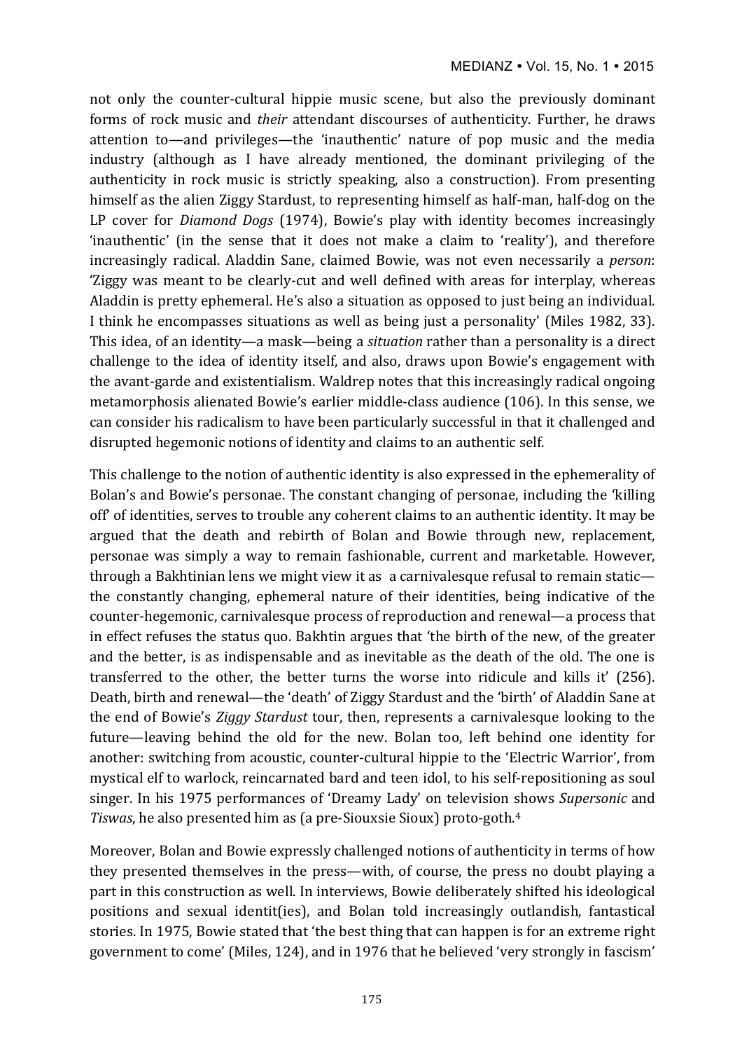not only the counter-cultural hippie music scene, but also the previously dominant forms of rock music and *their* attendant discourses of authenticity. Further, he draws attention to—and privileges—the 'inauthentic' nature of pop music and the media industry (although as I have already mentioned, the dominant privileging of the authenticity in rock music is strictly speaking, also a construction). From presenting himself as the alien Ziggy Stardust, to representing himself as half-man, half-dog on the LP cover for *Diamond Dogs* (1974), Bowie's play with identity becomes increasingly 'inauthentic' (in the sense that it does not make a claim to 'reality'), and therefore increasingly radical. Aladdin Sane, claimed Bowie, was not even necessarily a *person*: 'Ziggy was meant to be clearly-cut and well defined with areas for interplay, whereas Aladdin is pretty ephemeral. He's also a situation as opposed to just being an individual. I think he encompasses situations as well as being just a personality' (Miles 1982, 33). This idea, of an identity—a mask—being a *situation* rather than a personality is a direct challenge to the idea of identity itself, and also, draws upon Bowie's engagement with the avant-garde and existentialism. Waldrep notes that this increasingly radical ongoing metamorphosis alienated Bowie's earlier middle-class audience (106). In this sense, we can consider his radicalism to have been particularly successful in that it challenged and disrupted hegemonic notions of identity and claims to an authentic self.

This challenge to the notion of authentic identity is also expressed in the ephemerality of Bolan's and Bowie's personae. The constant changing of personae, including the 'killing off' of identities, serves to trouble any coherent claims to an authentic identity. It may be argued that the death and rebirth of Bolan and Bowie through new, replacement, personae was simply a way to remain fashionable, current and marketable. However, through a Bakhtinian lens we might view it as a carnivalesque refusal to remain static—the constantly changing, ephemeral nature of their identities, being indicative of the counter-hegemonic, carnivalesque process of reproduction and renewal—a process that in effect refuses the status quo. Bakhtin argues that 'the birth of the new, of the greater and the better, is as indispensable and as inevitable as the death of the old. The one is transferred to the other, the better turns the worse into ridicule and kills it' (256). Death, birth and renewal—the 'death' of Ziggy Stardust and the 'birth' of Aladdin Sane at the end of Bowie's *Ziggy Stardust* tour, then, represents a carnivalesque looking to the future—leaving behind the old for the new. Bolan too, left behind one identity for another: switching from acoustic, counter-cultural hippie to the 'Electric Warrior', from mystical elf to warlock, reincarnated bard and teen idol, to his self-repositioning as soul singer. In his 1975 performances of 'Dreamy Lady' on television shows *Supersonic* and *Tiswas*, he also presented him as (a pre-Siouxsie Sioux) proto-goth.[4]

Moreover, Bolan and Bowie expressly challenged notions of authenticity in terms of how they presented themselves in the press—with, of course, the press no doubt playing a part in this construction as well. In interviews, Bowie deliberately shifted his ideological positions and sexual identit(ies), and Bolan told increasingly outlandish, fantastical stories. In 1975, Bowie stated that 'the best thing that can happen is for an extreme right government to come' (Miles, 124), and in 1976 that he believed 'very strongly in fascism'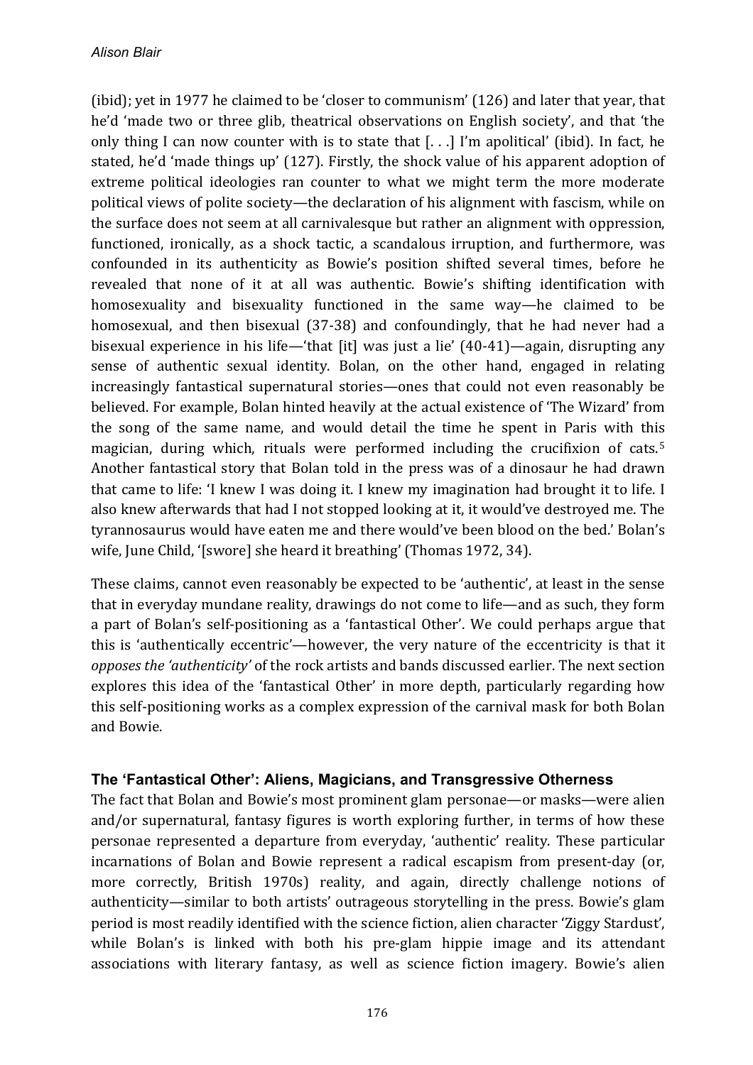(ibid); yet in 1977 he claimed to be 'closer to communism' (126) and later that year, that he'd 'made two or three glib, theatrical observations on English society', and that 'the only thing I can now counter with is to state that [. . .] I'm apolitical' (ibid). In fact, he stated, he'd 'made things up' (127). Firstly, the shock value of his apparent adoption of extreme political ideologies ran counter to what we might term the more moderate political views of polite society—the declaration of his alignment with fascism, while on the surface does not seem at all carnivalesque but rather an alignment with oppression, functioned, ironically, as a shock tactic, a scandalous irruption, and furthermore, was confounded in its authenticity as Bowie's position shifted several times, before he revealed that none of it at all was authentic. Bowie's shifting identification with homosexuality and bisexuality functioned in the same way—he claimed to be homosexual, and then bisexual (37-38) and confoundingly, that he had never had a bisexual experience in his life—'that [it] was just a lie' (40-41)—again, disrupting any sense of authentic sexual identity. Bolan, on the other hand, engaged in relating increasingly fantastical supernatural stories—ones that could not even reasonably be believed. For example, Bolan hinted heavily at the actual existence of 'The Wizard' from the song of the same name, and would detail the time he spent in Paris with this magician, during which, rituals were performed including the crucifixion of cats.[5] Another fantastical story that Bolan told in the press was of a dinosaur he had drawn that came to life: 'I knew I was doing it. I knew my imagination had brought it to life. I also knew afterwards that had I not stopped looking at it, it would've destroyed me. The tyrannosaurus would have eaten me and there would've been blood on the bed.' Bolan's wife, June Child, '[swore] she heard it breathing' (Thomas 1972, 34).

These claims, cannot even reasonably be expected to be 'authentic', at least in the sense that in everyday mundane reality, drawings do not come to life—and as such, they form a part of Bolan's self-positioning as a 'fantastical Other'. We could perhaps argue that this is 'authentically eccentric'—however, the very nature of the eccentricity is that it *opposes the 'authenticity'* of the rock artists and bands discussed earlier. The next section explores this idea of the 'fantastical Other' in more depth, particularly regarding how this self-positioning works as a complex expression of the carnival mask for both Bolan and Bowie.

### The 'Fantastical Other': Aliens, Magicians, and Transgressive Otherness

The fact that Bolan and Bowie's most prominent glam personae—or masks—were alien and/or supernatural, fantasy figures is worth exploring further, in terms of how these personae represented a departure from everyday, 'authentic' reality. These particular incarnations of Bolan and Bowie represent a radical escapism from present-day (or, more correctly, British 1970s) reality, and again, directly challenge notions of authenticity—similar to both artists' outrageous storytelling in the press. Bowie's glam period is most readily identified with the science fiction, alien character 'Ziggy Stardust', while Bolan's is linked with both his pre-glam hippie image and its attendant associations with literary fantasy, as well as science fiction imagery. Bowie's alien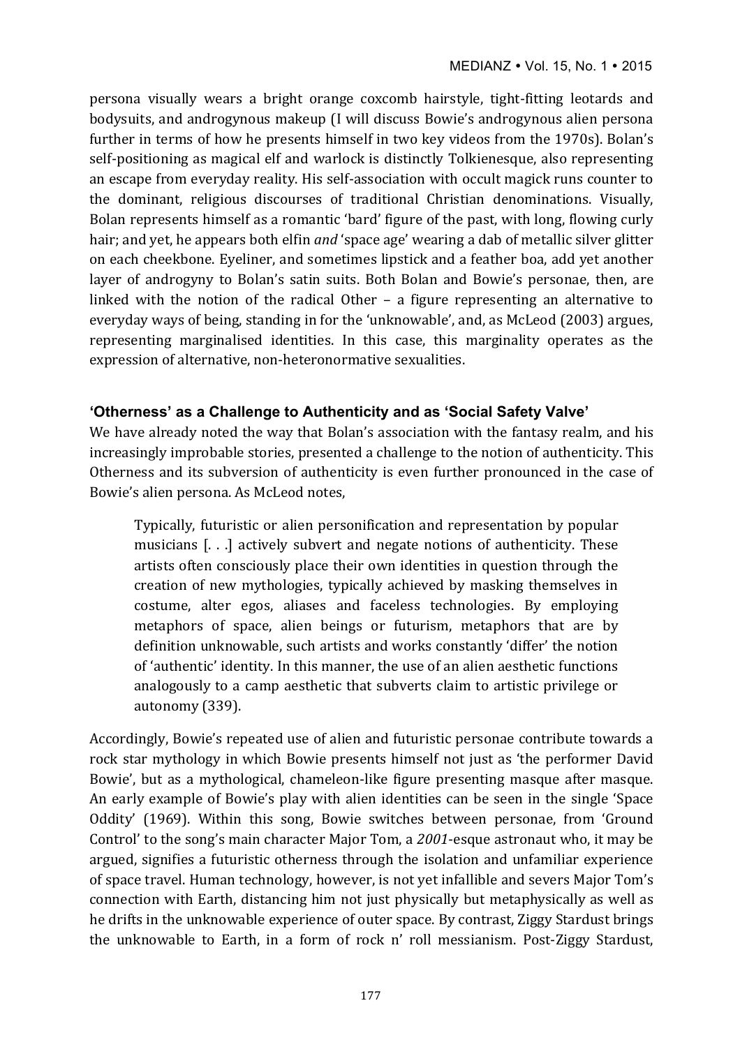persona visually wears a bright orange coxcomb hairstyle, tight-fitting leotards and bodysuits, and androgynous makeup (I will discuss Bowie's androgynous alien persona further in terms of how he presents himself in two key videos from the 1970s). Bolan's self-positioning as magical elf and warlock is distinctly Tolkienesque, also representing an escape from everyday reality. His self-association with occult magick runs counter to the dominant, religious discourses of traditional Christian denominations. Visually, Bolan represents himself as a romantic 'bard' figure of the past, with long, flowing curly hair; and yet, he appears both elfin *and* 'space age' wearing a dab of metallic silver glitter on each cheekbone. Eyeliner, and sometimes lipstick and a feather boa, add yet another layer of androgyny to Bolan's satin suits. Both Bolan and Bowie's personae, then, are linked with the notion of the radical Other – a figure representing an alternative to everyday ways of being, standing in for the 'unknowable', and, as McLeod (2003) argues, representing marginalised identities. In this case, this marginality operates as the expression of alternative, non-heteronormative sexualities.

### 'Otherness' as a Challenge to Authenticity and as 'Social Safety Valve'

We have already noted the way that Bolan's association with the fantasy realm, and his increasingly improbable stories, presented a challenge to the notion of authenticity. This Otherness and its subversion of authenticity is even further pronounced in the case of Bowie's alien persona. As McLeod notes,

> Typically, futuristic or alien personification and representation by popular musicians [. . .] actively subvert and negate notions of authenticity. These artists often consciously place their own identities in question through the creation of new mythologies, typically achieved by masking themselves in costume, alter egos, aliases and faceless technologies. By employing metaphors of space, alien beings or futurism, metaphors that are by definition unknowable, such artists and works constantly 'differ' the notion of 'authentic' identity. In this manner, the use of an alien aesthetic functions analogously to a camp aesthetic that subverts claim to artistic privilege or autonomy (339).

Accordingly, Bowie's repeated use of alien and futuristic personae contribute towards a rock star mythology in which Bowie presents himself not just as 'the performer David Bowie', but as a mythological, chameleon-like figure presenting masque after masque. An early example of Bowie's play with alien identities can be seen in the single 'Space Oddity' (1969). Within this song, Bowie switches between personae, from 'Ground Control' to the song's main character Major Tom, a *2001*-esque astronaut who, it may be argued, signifies a futuristic otherness through the isolation and unfamiliar experience of space travel. Human technology, however, is not yet infallible and severs Major Tom's connection with Earth, distancing him not just physically but metaphysically as well as he drifts in the unknowable experience of outer space. By contrast, Ziggy Stardust brings the unknowable to Earth, in a form of rock n' roll messianism. Post-Ziggy Stardust,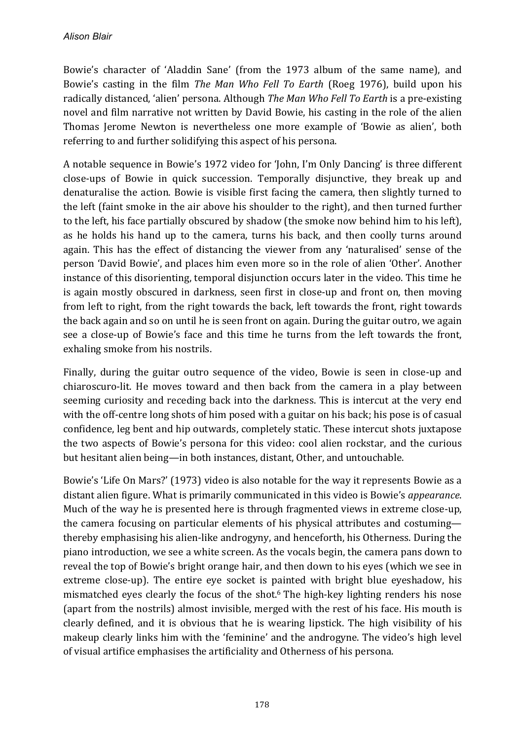Bowie's character of 'Aladdin Sane' (from the 1973 album of the same name), and Bowie's casting in the film *The Man Who Fell To Earth* (Roeg 1976), build upon his radically distanced, 'alien' persona. Although *The Man Who Fell To Earth* is a pre-existing novel and film narrative not written by David Bowie, his casting in the role of the alien Thomas Jerome Newton is nevertheless one more example of 'Bowie as alien', both referring to and further solidifying this aspect of his persona.

A notable sequence in Bowie's 1972 video for 'John, I'm Only Dancing' is three different close-ups of Bowie in quick succession. Temporally disjunctive, they break up and denaturalise the action. Bowie is visible first facing the camera, then slightly turned to the left (faint smoke in the air above his shoulder to the right), and then turned further to the left, his face partially obscured by shadow (the smoke now behind him to his left), as he holds his hand up to the camera, turns his back, and then coolly turns around again. This has the effect of distancing the viewer from any 'naturalised' sense of the person 'David Bowie', and places him even more so in the role of alien 'Other'. Another instance of this disorienting, temporal disjunction occurs later in the video. This time he is again mostly obscured in darkness, seen first in close-up and front on, then moving from left to right, from the right towards the back, left towards the front, right towards the back again and so on until he is seen front on again. During the guitar outro, we again see a close-up of Bowie's face and this time he turns from the left towards the front, exhaling smoke from his nostrils.

Finally, during the guitar outro sequence of the video, Bowie is seen in close-up and chiaroscuro-lit. He moves toward and then back from the camera in a play between seeming curiosity and receding back into the darkness. This is intercut at the very end with the off-centre long shots of him posed with a guitar on his back; his pose is of casual confidence, leg bent and hip outwards, completely static. These intercut shots juxtapose the two aspects of Bowie's persona for this video: cool alien rockstar, and the curious but hesitant alien being—in both instances, distant, Other, and untouchable.

Bowie's 'Life On Mars?' (1973) video is also notable for the way it represents Bowie as a distant alien figure. What is primarily communicated in this video is Bowie's *appearance*. Much of the way he is presented here is through fragmented views in extreme close-up, the camera focusing on particular elements of his physical attributes and costuming—thereby emphasising his alien-like androgyny, and henceforth, his Otherness. During the piano introduction, we see a white screen. As the vocals begin, the camera pans down to reveal the top of Bowie's bright orange hair, and then down to his eyes (which we see in extreme close-up). The entire eye socket is painted with bright blue eyeshadow, his mismatched eyes clearly the focus of the shot.[6] The high-key lighting renders his nose (apart from the nostrils) almost invisible, merged with the rest of his face. His mouth is clearly defined, and it is obvious that he is wearing lipstick. The high visibility of his makeup clearly links him with the 'feminine' and the androgyne. The video's high level of visual artifice emphasises the artificiality and Otherness of his persona.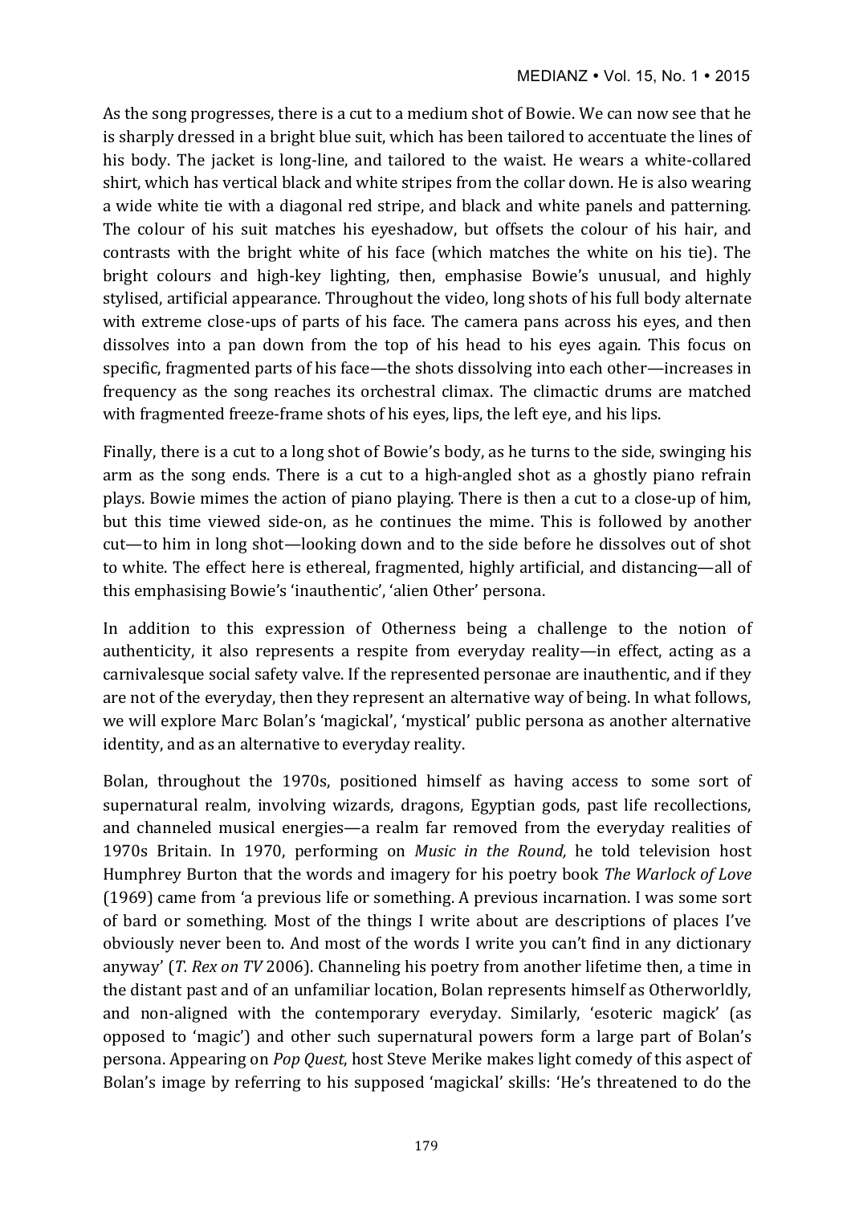As the song progresses, there is a cut to a medium shot of Bowie. We can now see that he is sharply dressed in a bright blue suit, which has been tailored to accentuate the lines of his body. The jacket is long-line, and tailored to the waist. He wears a white-collared shirt, which has vertical black and white stripes from the collar down. He is also wearing a wide white tie with a diagonal red stripe, and black and white panels and patterning. The colour of his suit matches his eyeshadow, but offsets the colour of his hair, and contrasts with the bright white of his face (which matches the white on his tie). The bright colours and high-key lighting, then, emphasise Bowie's unusual, and highly stylised, artificial appearance. Throughout the video, long shots of his full body alternate with extreme close-ups of parts of his face. The camera pans across his eyes, and then dissolves into a pan down from the top of his head to his eyes again. This focus on specific, fragmented parts of his face—the shots dissolving into each other—increases in frequency as the song reaches its orchestral climax. The climactic drums are matched with fragmented freeze-frame shots of his eyes, lips, the left eye, and his lips.

Finally, there is a cut to a long shot of Bowie's body, as he turns to the side, swinging his arm as the song ends. There is a cut to a high-angled shot as a ghostly piano refrain plays. Bowie mimes the action of piano playing. There is then a cut to a close-up of him, but this time viewed side-on, as he continues the mime. This is followed by another cut—to him in long shot—looking down and to the side before he dissolves out of shot to white. The effect here is ethereal, fragmented, highly artificial, and distancing—all of this emphasising Bowie's 'inauthentic', 'alien Other' persona.

In addition to this expression of Otherness being a challenge to the notion of authenticity, it also represents a respite from everyday reality—in effect, acting as a carnivalesque social safety valve. If the represented personae are inauthentic, and if they are not of the everyday, then they represent an alternative way of being. In what follows, we will explore Marc Bolan's 'magickal', 'mystical' public persona as another alternative identity, and as an alternative to everyday reality.

Bolan, throughout the 1970s, positioned himself as having access to some sort of supernatural realm, involving wizards, dragons, Egyptian gods, past life recollections, and channeled musical energies—a realm far removed from the everyday realities of 1970s Britain. In 1970, performing on *Music in the Round,* he told television host Humphrey Burton that the words and imagery for his poetry book *The Warlock of Love* (1969) came from 'a previous life or something. A previous incarnation. I was some sort of bard or something. Most of the things I write about are descriptions of places I've obviously never been to. And most of the words I write you can't find in any dictionary anyway' (*T. Rex on TV* 2006). Channeling his poetry from another lifetime then, a time in the distant past and of an unfamiliar location, Bolan represents himself as Otherworldly, and non-aligned with the contemporary everyday. Similarly, 'esoteric magick' (as opposed to 'magic') and other such supernatural powers form a large part of Bolan's persona. Appearing on *Pop Quest*, host Steve Merike makes light comedy of this aspect of Bolan's image by referring to his supposed 'magickal' skills: 'He's threatened to do the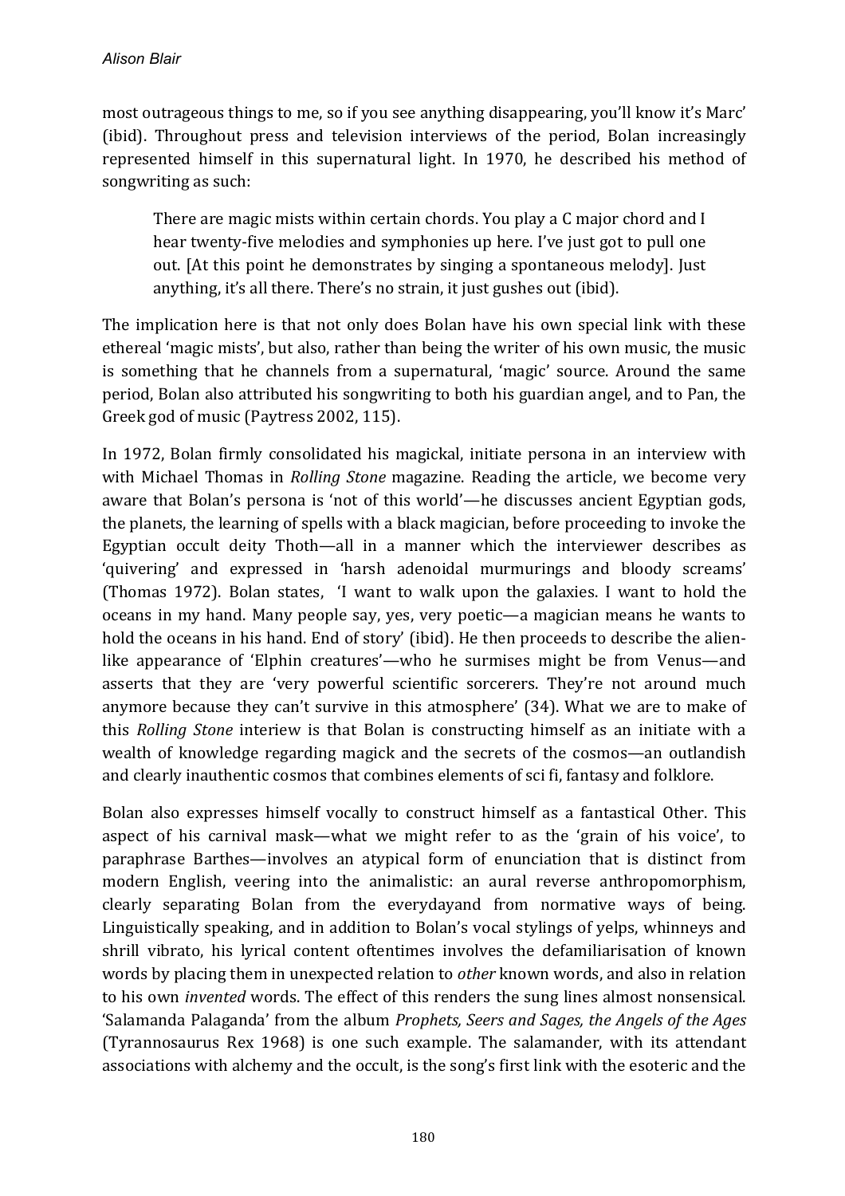most outrageous things to me, so if you see anything disappearing, you'll know it's Marc' (ibid). Throughout press and television interviews of the period, Bolan increasingly represented himself in this supernatural light. In 1970, he described his method of songwriting as such:

> There are magic mists within certain chords. You play a C major chord and I hear twenty-five melodies and symphonies up here. I've just got to pull one out. [At this point he demonstrates by singing a spontaneous melody]. Just anything, it's all there. There's no strain, it just gushes out (ibid).

The implication here is that not only does Bolan have his own special link with these ethereal 'magic mists', but also, rather than being the writer of his own music, the music is something that he channels from a supernatural, 'magic' source. Around the same period, Bolan also attributed his songwriting to both his guardian angel, and to Pan, the Greek god of music (Paytress 2002, 115).

In 1972, Bolan firmly consolidated his magickal, initiate persona in an interview with with Michael Thomas in *Rolling Stone* magazine. Reading the article, we become very aware that Bolan's persona is 'not of this world'—he discusses ancient Egyptian gods, the planets, the learning of spells with a black magician, before proceeding to invoke the Egyptian occult deity Thoth—all in a manner which the interviewer describes as 'quivering' and expressed in 'harsh adenoidal murmurings and bloody screams' (Thomas 1972). Bolan states, 'I want to walk upon the galaxies. I want to hold the oceans in my hand. Many people say, yes, very poetic—a magician means he wants to hold the oceans in his hand. End of story' (ibid). He then proceeds to describe the alien-like appearance of 'Elphin creatures'—who he surmises might be from Venus—and asserts that they are 'very powerful scientific sorcerers. They're not around much anymore because they can't survive in this atmosphere' (34). What we are to make of this *Rolling Stone* interiew is that Bolan is constructing himself as an initiate with a wealth of knowledge regarding magick and the secrets of the cosmos—an outlandish and clearly inauthentic cosmos that combines elements of sci fi, fantasy and folklore.

Bolan also expresses himself vocally to construct himself as a fantastical Other. This aspect of his carnival mask—what we might refer to as the 'grain of his voice', to paraphrase Barthes—involves an atypical form of enunciation that is distinct from modern English, veering into the animalistic: an aural reverse anthropomorphism, clearly separating Bolan from the everydayand from normative ways of being. Linguistically speaking, and in addition to Bolan's vocal stylings of yelps, whinneys and shrill vibrato, his lyrical content oftentimes involves the defamiliarisation of known words by placing them in unexpected relation to *other* known words, and also in relation to his own *invented* words. The effect of this renders the sung lines almost nonsensical. 'Salamanda Palaganda' from the album *Prophets, Seers and Sages, the Angels of the Ages* (Tyrannosaurus Rex 1968) is one such example. The salamander, with its attendant associations with alchemy and the occult, is the song's first link with the esoteric and the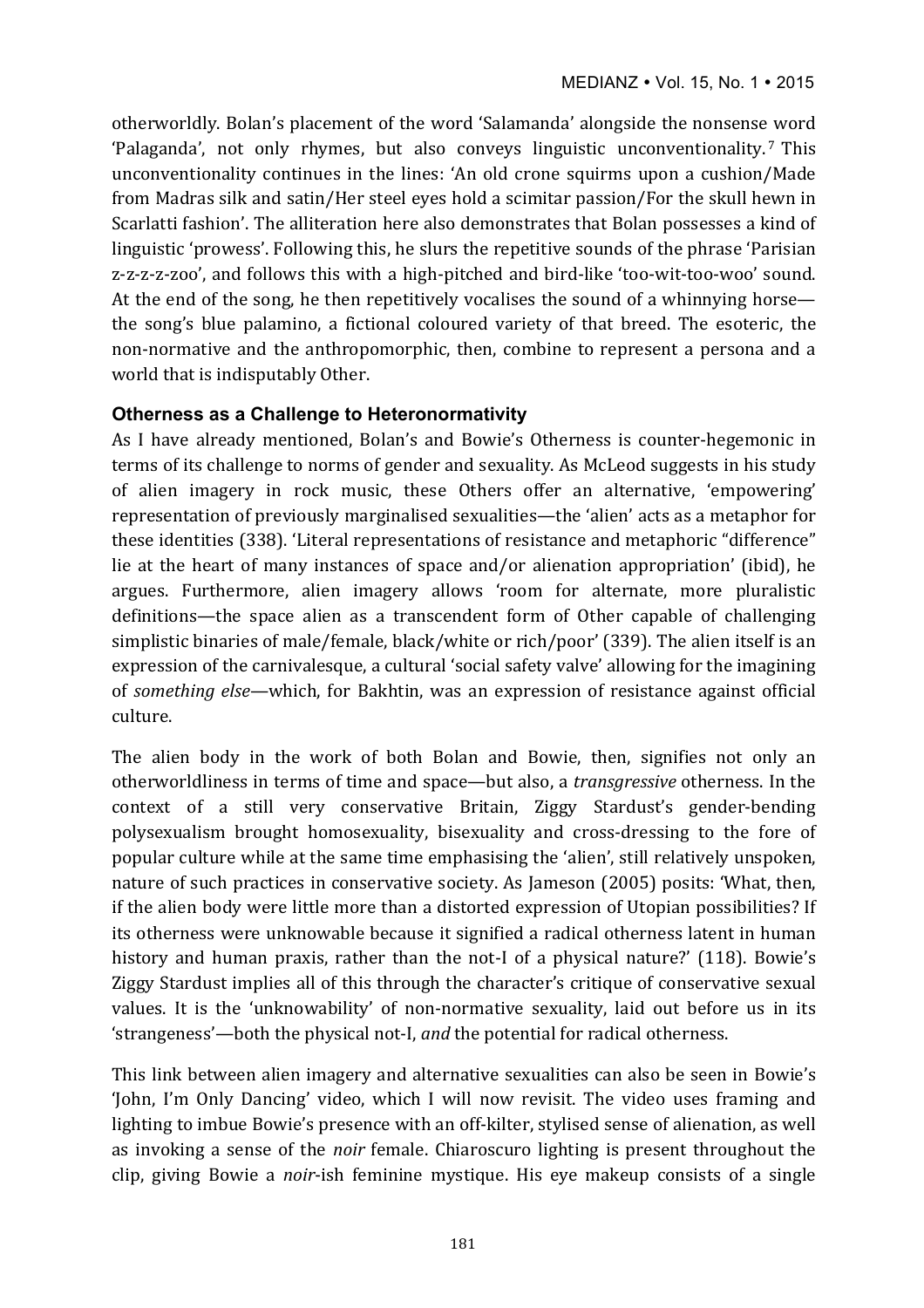otherworldly. Bolan's placement of the word 'Salamanda' alongside the nonsense word 'Palaganda', not only rhymes, but also conveys linguistic unconventionality.[7] This unconventionality continues in the lines: 'An old crone squirms upon a cushion/Made from Madras silk and satin/Her steel eyes hold a scimitar passion/For the skull hewn in Scarlatti fashion'. The alliteration here also demonstrates that Bolan possesses a kind of linguistic 'prowess'. Following this, he slurs the repetitive sounds of the phrase 'Parisian z-z-z-z-zoo', and follows this with a high-pitched and bird-like 'too-wit-too-woo' sound. At the end of the song, he then repetitively vocalises the sound of a whinnying horse—the song's blue palamino, a fictional coloured variety of that breed. The esoteric, the non-normative and the anthropomorphic, then, combine to represent a persona and a world that is indisputably Other.

### Otherness as a Challenge to Heteronormativity

As I have already mentioned, Bolan's and Bowie's Otherness is counter-hegemonic in terms of its challenge to norms of gender and sexuality. As McLeod suggests in his study of alien imagery in rock music, these Others offer an alternative, 'empowering' representation of previously marginalised sexualities—the 'alien' acts as a metaphor for these identities (338). 'Literal representations of resistance and metaphoric "difference" lie at the heart of many instances of space and/or alienation appropriation' (ibid), he argues. Furthermore, alien imagery allows 'room for alternate, more pluralistic definitions—the space alien as a transcendent form of Other capable of challenging simplistic binaries of male/female, black/white or rich/poor' (339). The alien itself is an expression of the carnivalesque, a cultural 'social safety valve' allowing for the imagining of *something else*—which, for Bakhtin, was an expression of resistance against official culture.

The alien body in the work of both Bolan and Bowie, then, signifies not only an otherworldliness in terms of time and space—but also, a *transgressive* otherness. In the context of a still very conservative Britain, Ziggy Stardust's gender-bending polysexualism brought homosexuality, bisexuality and cross-dressing to the fore of popular culture while at the same time emphasising the 'alien', still relatively unspoken, nature of such practices in conservative society. As Jameson (2005) posits: 'What, then, if the alien body were little more than a distorted expression of Utopian possibilities? If its otherness were unknowable because it signified a radical otherness latent in human history and human praxis, rather than the not-I of a physical nature?' (118). Bowie's Ziggy Stardust implies all of this through the character's critique of conservative sexual values. It is the 'unknowability' of non-normative sexuality, laid out before us in its 'strangeness'—both the physical not-I, *and* the potential for radical otherness.

This link between alien imagery and alternative sexualities can also be seen in Bowie's 'John, I'm Only Dancing' video, which I will now revisit. The video uses framing and lighting to imbue Bowie's presence with an off-kilter, stylised sense of alienation, as well as invoking a sense of the *noir* female. Chiaroscuro lighting is present throughout the clip, giving Bowie a *noir*-ish feminine mystique. His eye makeup consists of a single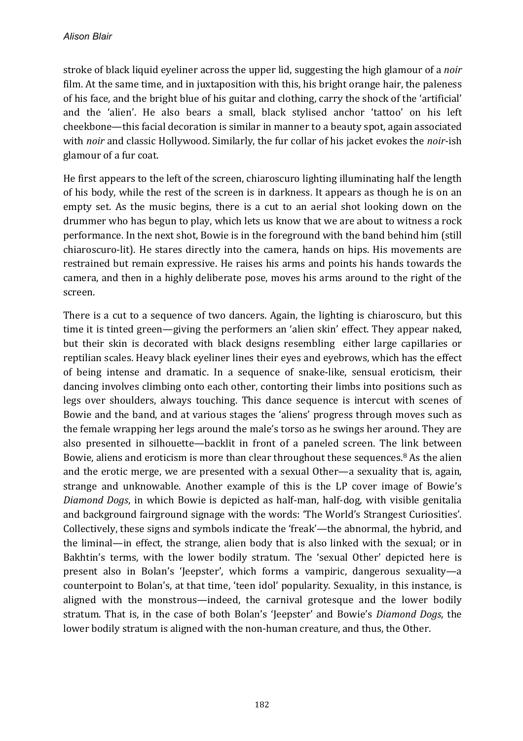stroke of black liquid eyeliner across the upper lid, suggesting the high glamour of a *noir* film. At the same time, and in juxtaposition with this, his bright orange hair, the paleness of his face, and the bright blue of his guitar and clothing, carry the shock of the 'artificial' and the 'alien'. He also bears a small, black stylised anchor 'tattoo' on his left cheekbone—this facial decoration is similar in manner to a beauty spot, again associated with *noir* and classic Hollywood. Similarly, the fur collar of his jacket evokes the *noir*-ish glamour of a fur coat.

He first appears to the left of the screen, chiaroscuro lighting illuminating half the length of his body, while the rest of the screen is in darkness. It appears as though he is on an empty set. As the music begins, there is a cut to an aerial shot looking down on the drummer who has begun to play, which lets us know that we are about to witness a rock performance. In the next shot, Bowie is in the foreground with the band behind him (still chiaroscuro-lit). He stares directly into the camera, hands on hips. His movements are restrained but remain expressive. He raises his arms and points his hands towards the camera, and then in a highly deliberate pose, moves his arms around to the right of the screen.

There is a cut to a sequence of two dancers. Again, the lighting is chiaroscuro, but this time it is tinted green—giving the performers an 'alien skin' effect. They appear naked, but their skin is decorated with black designs resembling either large capillaries or reptilian scales. Heavy black eyeliner lines their eyes and eyebrows, which has the effect of being intense and dramatic. In a sequence of snake-like, sensual eroticism, their dancing involves climbing onto each other, contorting their limbs into positions such as legs over shoulders, always touching. This dance sequence is intercut with scenes of Bowie and the band, and at various stages the 'aliens' progress through moves such as the female wrapping her legs around the male's torso as he swings her around. They are also presented in silhouette—backlit in front of a paneled screen. The link between Bowie, aliens and eroticism is more than clear throughout these sequences.[8] As the alien and the erotic merge, we are presented with a sexual Other—a sexuality that is, again, strange and unknowable. Another example of this is the LP cover image of Bowie's *Diamond Dogs*, in which Bowie is depicted as half-man, half-dog, with visible genitalia and background fairground signage with the words: 'The World's Strangest Curiosities'. Collectively, these signs and symbols indicate the 'freak'—the abnormal, the hybrid, and the liminal—in effect, the strange, alien body that is also linked with the sexual; or in Bakhtin's terms, with the lower bodily stratum. The 'sexual Other' depicted here is present also in Bolan's 'Jeepster', which forms a vampiric, dangerous sexuality—a counterpoint to Bolan's, at that time, 'teen idol' popularity. Sexuality, in this instance, is aligned with the monstrous—indeed, the carnival grotesque and the lower bodily stratum. That is, in the case of both Bolan's 'Jeepster' and Bowie's *Diamond Dogs*, the lower bodily stratum is aligned with the non-human creature, and thus, the Other.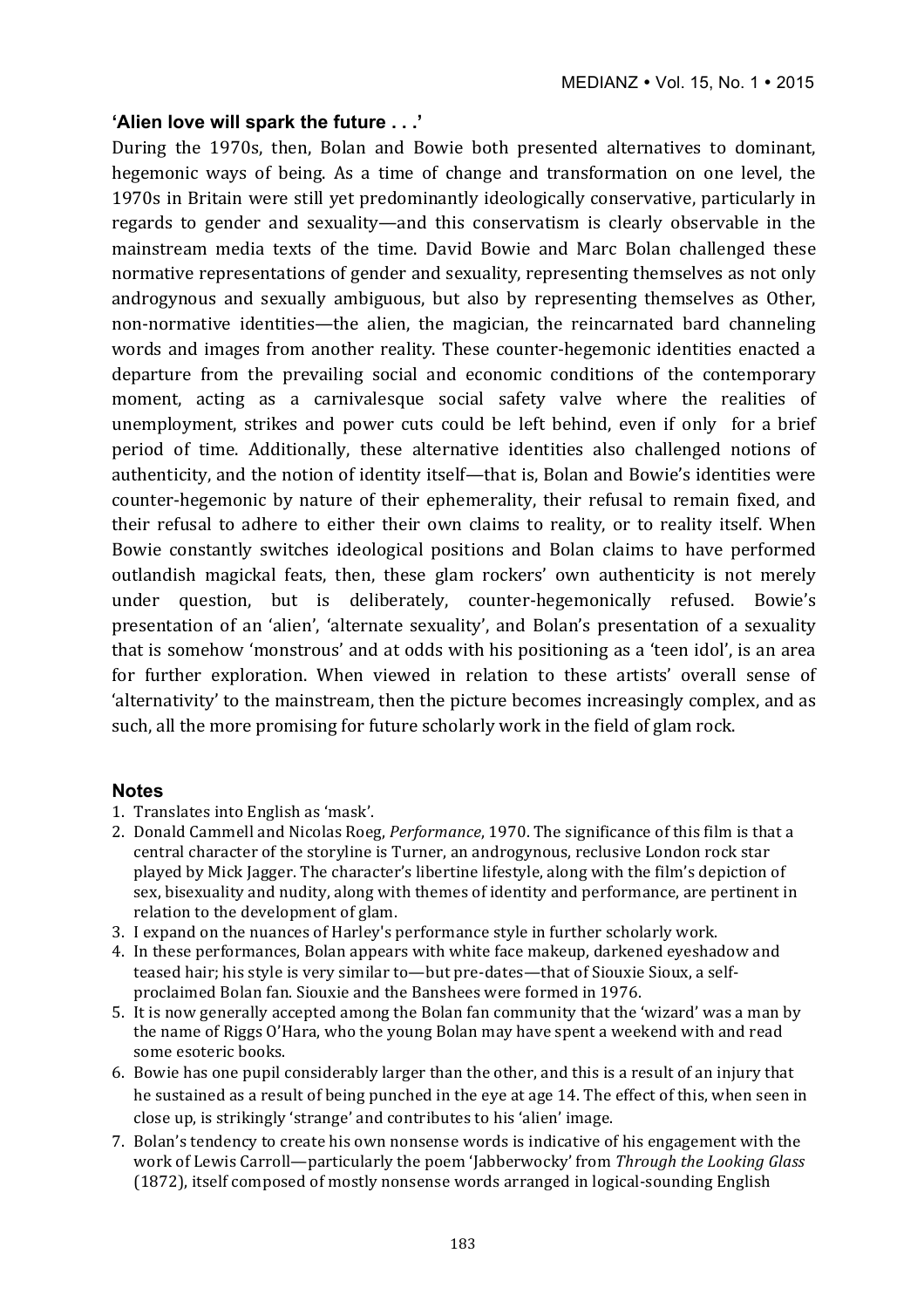### 'Alien love will spark the future . . .'

During the 1970s, then, Bolan and Bowie both presented alternatives to dominant, hegemonic ways of being. As a time of change and transformation on one level, the 1970s in Britain were still yet predominantly ideologically conservative, particularly in regards to gender and sexuality—and this conservatism is clearly observable in the mainstream media texts of the time. David Bowie and Marc Bolan challenged these normative representations of gender and sexuality, representing themselves as not only androgynous and sexually ambiguous, but also by representing themselves as Other, non-normative identities—the alien, the magician, the reincarnated bard channeling words and images from another reality. These counter-hegemonic identities enacted a departure from the prevailing social and economic conditions of the contemporary moment, acting as a carnivalesque social safety valve where the realities of unemployment, strikes and power cuts could be left behind, even if only for a brief period of time. Additionally, these alternative identities also challenged notions of authenticity, and the notion of identity itself—that is, Bolan and Bowie's identities were counter-hegemonic by nature of their ephemerality, their refusal to remain fixed, and their refusal to adhere to either their own claims to reality, or to reality itself. When Bowie constantly switches ideological positions and Bolan claims to have performed outlandish magickal feats, then, these glam rockers' own authenticity is not merely under question, but is deliberately, counter-hegemonically refused. Bowie's presentation of an 'alien', 'alternate sexuality', and Bolan's presentation of a sexuality that is somehow 'monstrous' and at odds with his positioning as a 'teen idol', is an area for further exploration. When viewed in relation to these artists' overall sense of 'alternativity' to the mainstream, then the picture becomes increasingly complex, and as such, all the more promising for future scholarly work in the field of glam rock.

### Notes

1. Translates into English as 'mask'.
2. Donald Cammell and Nicolas Roeg, *Performance*, 1970. The significance of this film is that a central character of the storyline is Turner, an androgynous, reclusive London rock star played by Mick Jagger. The character's libertine lifestyle, along with the film's depiction of sex, bisexuality and nudity, along with themes of identity and performance, are pertinent in relation to the development of glam.
3. I expand on the nuances of Harley's performance style in further scholarly work.
4. In these performances, Bolan appears with white face makeup, darkened eyeshadow and teased hair; his style is very similar to—but pre-dates—that of Siouxie Sioux, a self-proclaimed Bolan fan. Siouxie and the Banshees were formed in 1976.
5. It is now generally accepted among the Bolan fan community that the 'wizard' was a man by the name of Riggs O'Hara, who the young Bolan may have spent a weekend with and read some esoteric books.
6. Bowie has one pupil considerably larger than the other, and this is a result of an injury that he sustained as a result of being punched in the eye at age 14. The effect of this, when seen in close up, is strikingly 'strange' and contributes to his 'alien' image.
7. Bolan's tendency to create his own nonsense words is indicative of his engagement with the work of Lewis Carroll—particularly the poem 'Jabberwocky' from *Through the Looking Glass* (1872), itself composed of mostly nonsense words arranged in logical-sounding English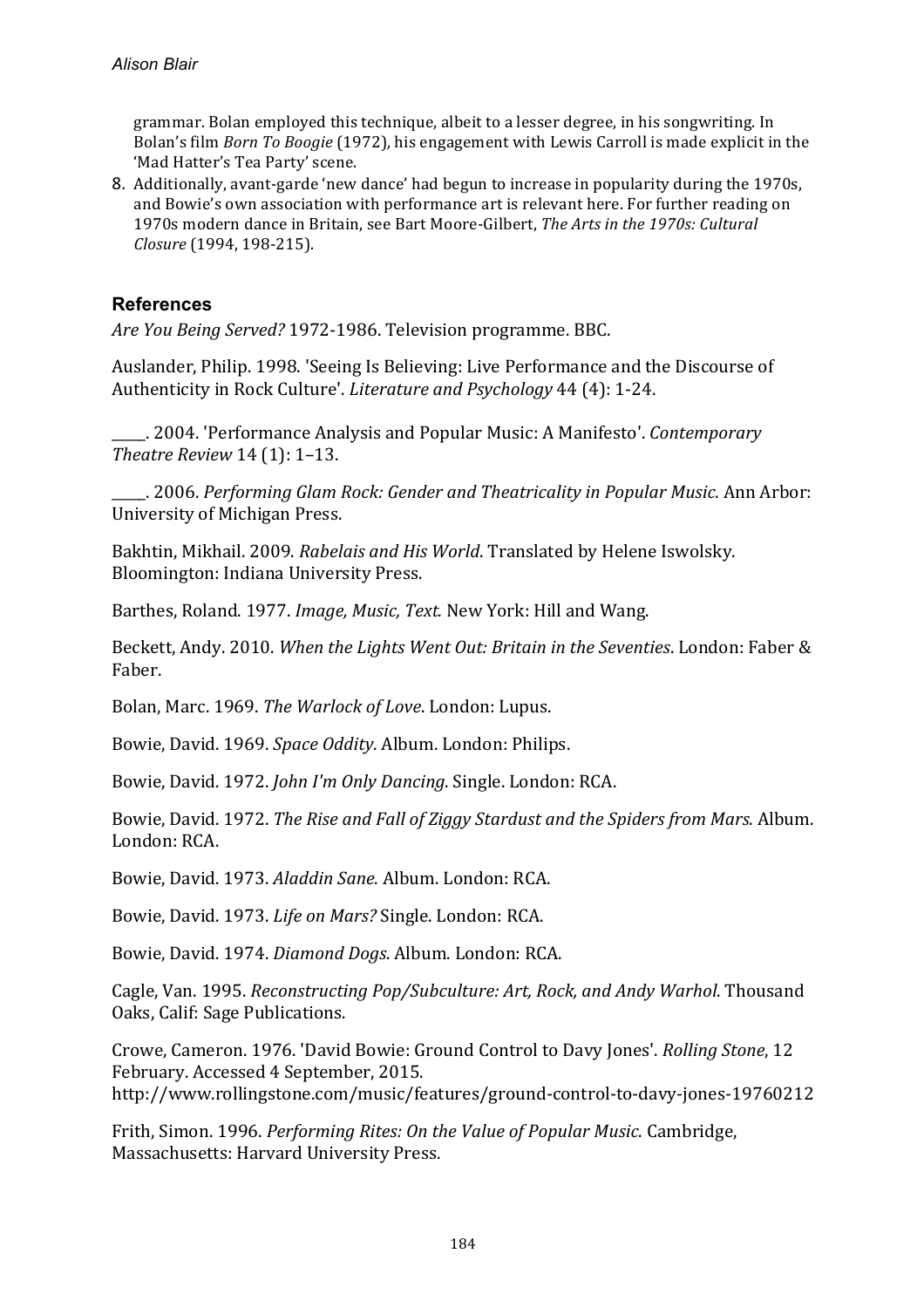grammar. Bolan employed this technique, albeit to a lesser degree, in his songwriting. In Bolan's film *Born To Boogie* (1972), his engagement with Lewis Carroll is made explicit in the 'Mad Hatter's Tea Party' scene.

8. Additionally, avant-garde 'new dance' had begun to increase in popularity during the 1970s, and Bowie's own association with performance art is relevant here. For further reading on 1970s modern dance in Britain, see Bart Moore-Gilbert, *The Arts in the 1970s: Cultural Closure* (1994, 198-215).

## References

*Are You Being Served?* 1972-1986. Television programme. BBC.

Auslander, Philip. 1998. 'Seeing Is Believing: Live Performance and the Discourse of Authenticity in Rock Culture'. *Literature and Psychology* 44 (4): 1-24.

_____. 2004. 'Performance Analysis and Popular Music: A Manifesto'. *Contemporary Theatre Review* 14 (1): 1–13.

_____. 2006. *Performing Glam Rock: Gender and Theatricality in Popular Music*. Ann Arbor: University of Michigan Press.

Bakhtin, Mikhail. 2009. *Rabelais and His World*. Translated by Helene Iswolsky. Bloomington: Indiana University Press.

Barthes, Roland. 1977. *Image, Music, Text.* New York: Hill and Wang.

Beckett, Andy. 2010. *When the Lights Went Out: Britain in the Seventies*. London: Faber & Faber.

Bolan, Marc. 1969. *The Warlock of Love*. London: Lupus.

Bowie, David. 1969. *Space Oddity*. Album. London: Philips.

Bowie, David. 1972. *John I'm Only Dancing*. Single. London: RCA.

Bowie, David. 1972. *The Rise and Fall of Ziggy Stardust and the Spiders from Mars.* Album. London: RCA.

Bowie, David. 1973. *Aladdin Sane*. Album. London: RCA.

Bowie, David. 1973. *Life on Mars?* Single. London: RCA.

Bowie, David. 1974. *Diamond Dogs*. Album. London: RCA.

Cagle, Van. 1995. *Reconstructing Pop/Subculture: Art, Rock, and Andy Warhol*. Thousand Oaks, Calif: Sage Publications.

Crowe, Cameron. 1976. 'David Bowie: Ground Control to Davy Jones'. *Rolling Stone*, 12 February. Accessed 4 September, 2015. http://www.rollingstone.com/music/features/ground-control-to-davy-jones-19760212

Frith, Simon. 1996. *Performing Rites: On the Value of Popular Music*. Cambridge, Massachusetts: Harvard University Press.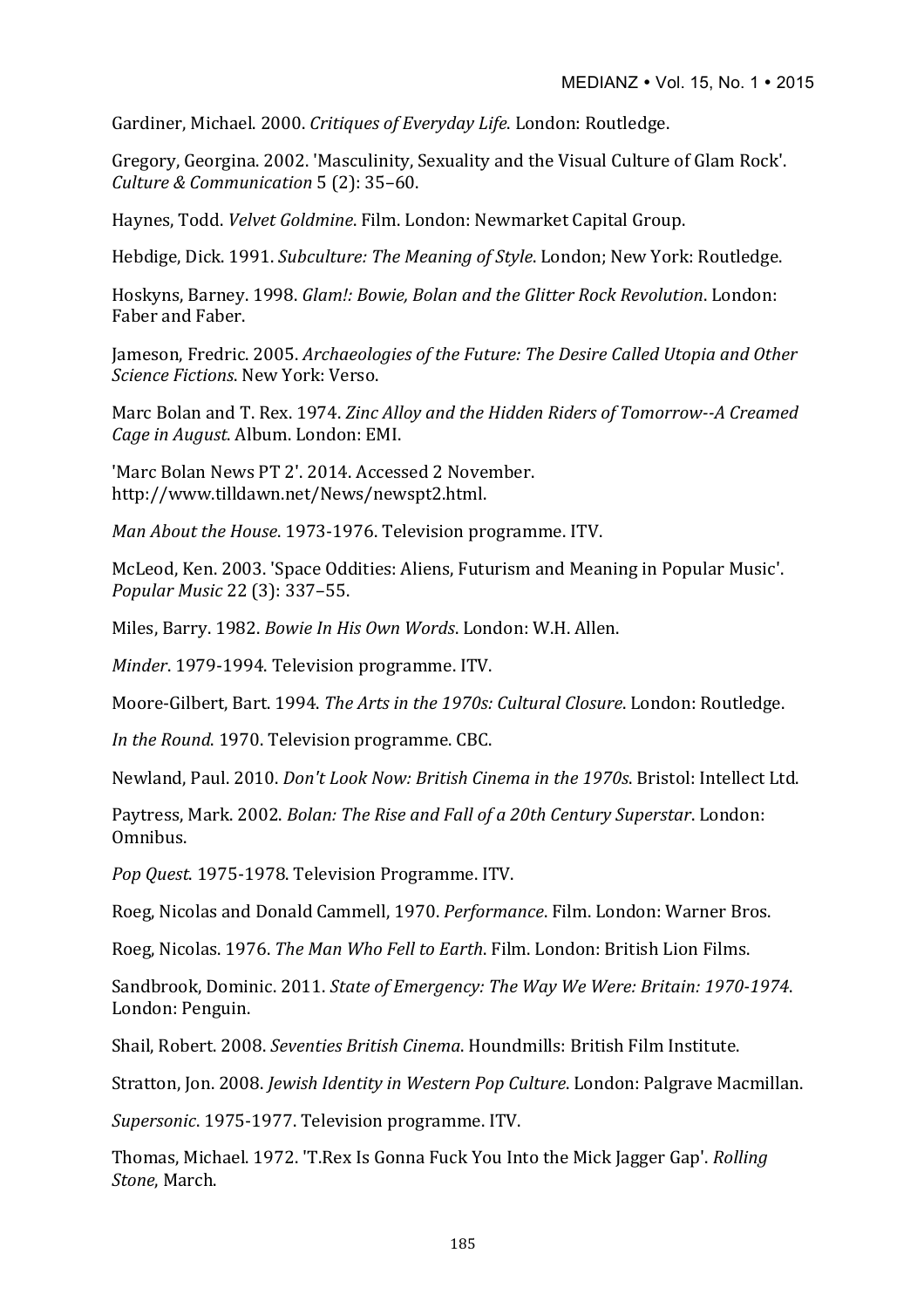Gardiner, Michael. 2000. *Critiques of Everyday Life*. London: Routledge.

Gregory, Georgina. 2002. 'Masculinity, Sexuality and the Visual Culture of Glam Rock'. *Culture & Communication* 5 (2): 35–60.

Haynes, Todd. *Velvet Goldmine*. Film. London: Newmarket Capital Group.

Hebdige, Dick. 1991. *Subculture: The Meaning of Style*. London; New York: Routledge.

Hoskyns, Barney. 1998. *Glam!: Bowie, Bolan and the Glitter Rock Revolution*. London: Faber and Faber.

Jameson, Fredric. 2005. *Archaeologies of the Future: The Desire Called Utopia and Other Science Fictions*. New York: Verso.

Marc Bolan and T. Rex. 1974. *Zinc Alloy and the Hidden Riders of Tomorrow--A Creamed Cage in August*. Album. London: EMI.

'Marc Bolan News PT 2'. 2014. Accessed 2 November. http://www.tilldawn.net/News/newspt2.html.

*Man About the House*. 1973-1976. Television programme. ITV.

McLeod, Ken. 2003. 'Space Oddities: Aliens, Futurism and Meaning in Popular Music'. *Popular Music* 22 (3): 337–55.

Miles, Barry. 1982. *Bowie In His Own Words*. London: W.H. Allen.

*Minder*. 1979-1994. Television programme. ITV.

Moore-Gilbert, Bart. 1994. *The Arts in the 1970s: Cultural Closure*. London: Routledge.

*In the Round*. 1970. Television programme. CBC.

Newland, Paul. 2010. *Don't Look Now: British Cinema in the 1970s*. Bristol: Intellect Ltd.

Paytress, Mark. 2002. *Bolan: The Rise and Fall of a 20th Century Superstar*. London: Omnibus.

*Pop Quest*. 1975-1978. Television Programme. ITV.

Roeg, Nicolas and Donald Cammell, 1970. *Performance*. Film. London: Warner Bros.

Roeg, Nicolas. 1976. *The Man Who Fell to Earth*. Film. London: British Lion Films.

Sandbrook, Dominic. 2011. *State of Emergency: The Way We Were: Britain: 1970-1974*. London: Penguin.

Shail, Robert. 2008. *Seventies British Cinema*. Houndmills: British Film Institute.

Stratton, Jon. 2008. *Jewish Identity in Western Pop Culture*. London: Palgrave Macmillan.

*Supersonic*. 1975-1977. Television programme. ITV.

Thomas, Michael. 1972. 'T.Rex Is Gonna Fuck You Into the Mick Jagger Gap'. *Rolling Stone*, March.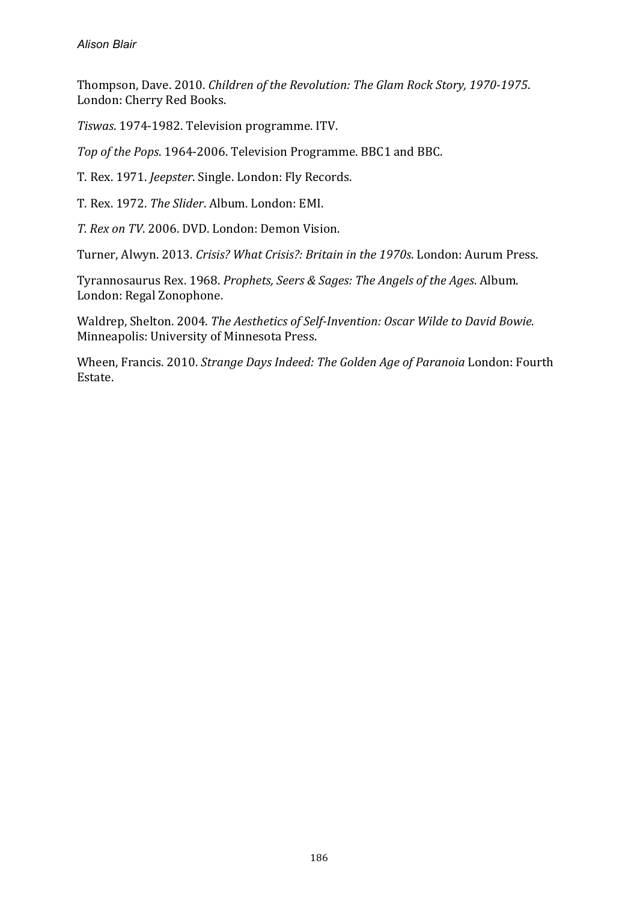Thompson, Dave. 2010. *Children of the Revolution: The Glam Rock Story, 1970-1975*. London: Cherry Red Books.

*Tiswas*. 1974-1982. Television programme. ITV.

*Top of the Pops*. 1964-2006. Television Programme. BBC1 and BBC.

T. Rex. 1971. *Jeepster*. Single. London: Fly Records.

T. Rex. 1972. *The Slider*. Album. London: EMI.

*T. Rex on TV*. 2006. DVD. London: Demon Vision.

Turner, Alwyn. 2013. *Crisis? What Crisis?: Britain in the 1970s*. London: Aurum Press.

Tyrannosaurus Rex. 1968. *Prophets, Seers & Sages: The Angels of the Ages*. Album. London: Regal Zonophone.

Waldrep, Shelton. 2004. *The Aesthetics of Self-Invention: Oscar Wilde to David Bowie*. Minneapolis: University of Minnesota Press.

Wheen, Francis. 2010. *Strange Days Indeed: The Golden Age of Paranoia* London: Fourth Estate.